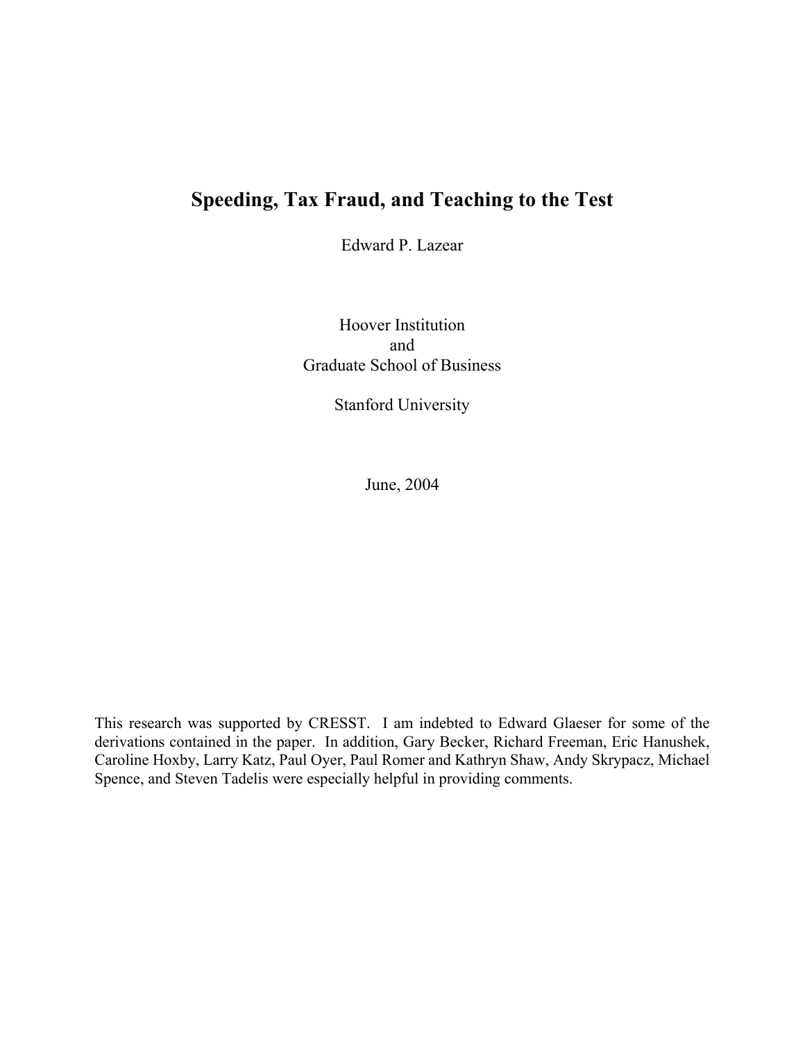# Speeding, Tax Fraud, and Teaching to the Test

Edward P. Lazear

Hoover Institution
and
Graduate School of Business

Stanford University

June, 2004

This research was supported by CRESST. I am indebted to Edward Glaeser for some of the derivations contained in the paper. In addition, Gary Becker, Richard Freeman, Eric Hanushek, Caroline Hoxby, Larry Katz, Paul Oyer, Paul Romer and Kathryn Shaw, Andy Skrypacz, Michael Spence, and Steven Tadelis were especially helpful in providing comments.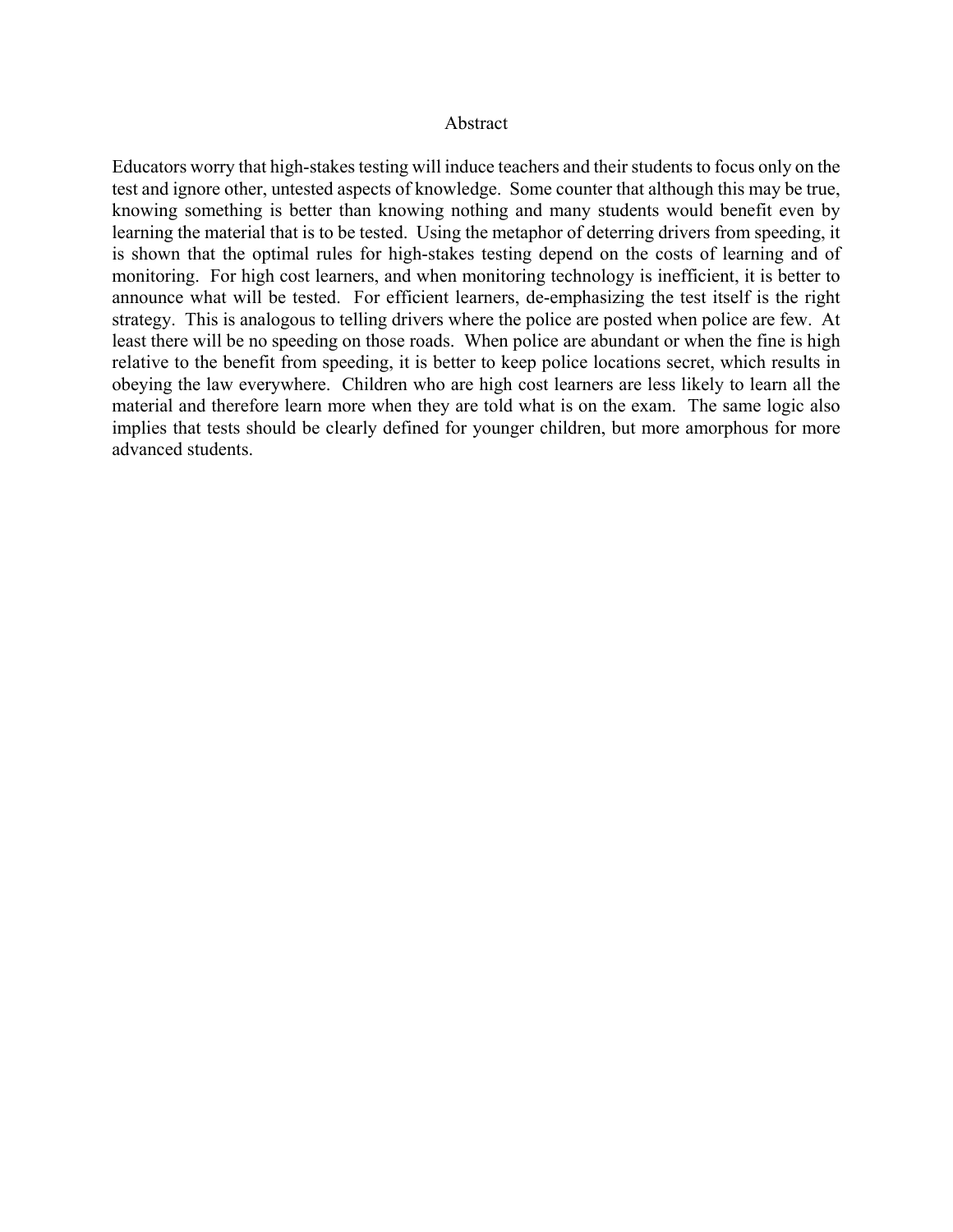## Abstract

Educators worry that high-stakes testing will induce teachers and their students to focus only on the test and ignore other, untested aspects of knowledge. Some counter that although this may be true, knowing something is better than knowing nothing and many students would benefit even by learning the material that is to be tested. Using the metaphor of deterring drivers from speeding, it is shown that the optimal rules for high-stakes testing depend on the costs of learning and of monitoring. For high cost learners, and when monitoring technology is inefficient, it is better to announce what will be tested. For efficient learners, de-emphasizing the test itself is the right strategy. This is analogous to telling drivers where the police are posted when police are few. At least there will be no speeding on those roads. When police are abundant or when the fine is high relative to the benefit from speeding, it is better to keep police locations secret, which results in obeying the law everywhere. Children who are high cost learners are less likely to learn all the material and therefore learn more when they are told what is on the exam. The same logic also implies that tests should be clearly defined for younger children, but more amorphous for more advanced students.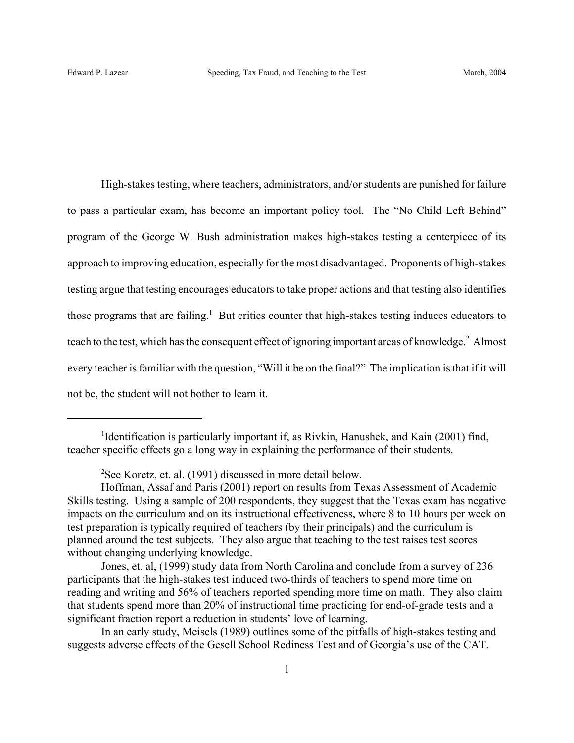High-stakes testing, where teachers, administrators, and/or students are punished for failure to pass a particular exam, has become an important policy tool. The "No Child Left Behind" program of the George W. Bush administration makes high-stakes testing a centerpiece of its approach to improving education, especially for the most disadvantaged. Proponents of high-stakes testing argue that testing encourages educators to take proper actions and that testing also identifies those programs that are failing.[1] But critics counter that high-stakes testing induces educators to teach to the test, which has the consequent effect of ignoring important areas of knowledge.[2] Almost every teacher is familiar with the question, "Will it be on the final?" The implication is that if it will not be, the student will not bother to learn it.

---

[1]Identification is particularly important if, as Rivkin, Hanushek, and Kain (2001) find, teacher specific effects go a long way in explaining the performance of their students.

[2]See Koretz, et. al. (1991) discussed in more detail below.

Hoffman, Assaf and Paris (2001) report on results from Texas Assessment of Academic Skills testing. Using a sample of 200 respondents, they suggest that the Texas exam has negative impacts on the curriculum and on its instructional effectiveness, where 8 to 10 hours per week on test preparation is typically required of teachers (by their principals) and the curriculum is planned around the test subjects. They also argue that teaching to the test raises test scores without changing underlying knowledge.

Jones, et. al, (1999) study data from North Carolina and conclude from a survey of 236 participants that the high-stakes test induced two-thirds of teachers to spend more time on reading and writing and 56% of teachers reported spending more time on math. They also claim that students spend more than 20% of instructional time practicing for end-of-grade tests and a significant fraction report a reduction in students' love of learning.

In an early study, Meisels (1989) outlines some of the pitfalls of high-stakes testing and suggests adverse effects of the Gesell School Rediness Test and of Georgia's use of the CAT.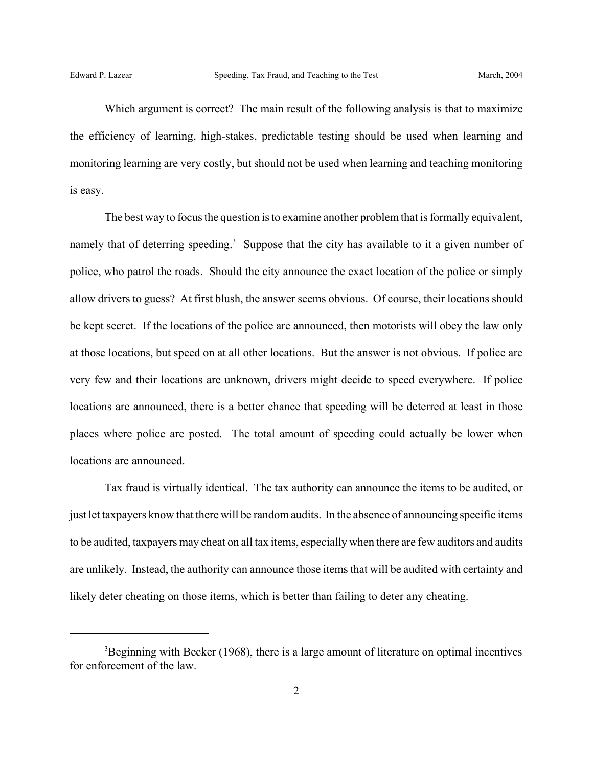Which argument is correct? The main result of the following analysis is that to maximize the efficiency of learning, high-stakes, predictable testing should be used when learning and monitoring learning are very costly, but should not be used when learning and teaching monitoring is easy.

The best way to focus the question is to examine another problem that is formally equivalent, namely that of deterring speeding.[3] Suppose that the city has available to it a given number of police, who patrol the roads. Should the city announce the exact location of the police or simply allow drivers to guess? At first blush, the answer seems obvious. Of course, their locations should be kept secret. If the locations of the police are announced, then motorists will obey the law only at those locations, but speed on at all other locations. But the answer is not obvious. If police are very few and their locations are unknown, drivers might decide to speed everywhere. If police locations are announced, there is a better chance that speeding will be deterred at least in those places where police are posted. The total amount of speeding could actually be lower when locations are announced.

Tax fraud is virtually identical. The tax authority can announce the items to be audited, or just let taxpayers know that there will be random audits. In the absence of announcing specific items to be audited, taxpayers may cheat on all tax items, especially when there are few auditors and audits are unlikely. Instead, the authority can announce those items that will be audited with certainty and likely deter cheating on those items, which is better than failing to deter any cheating.

---

[3] Beginning with Becker (1968), there is a large amount of literature on optimal incentives for enforcement of the law.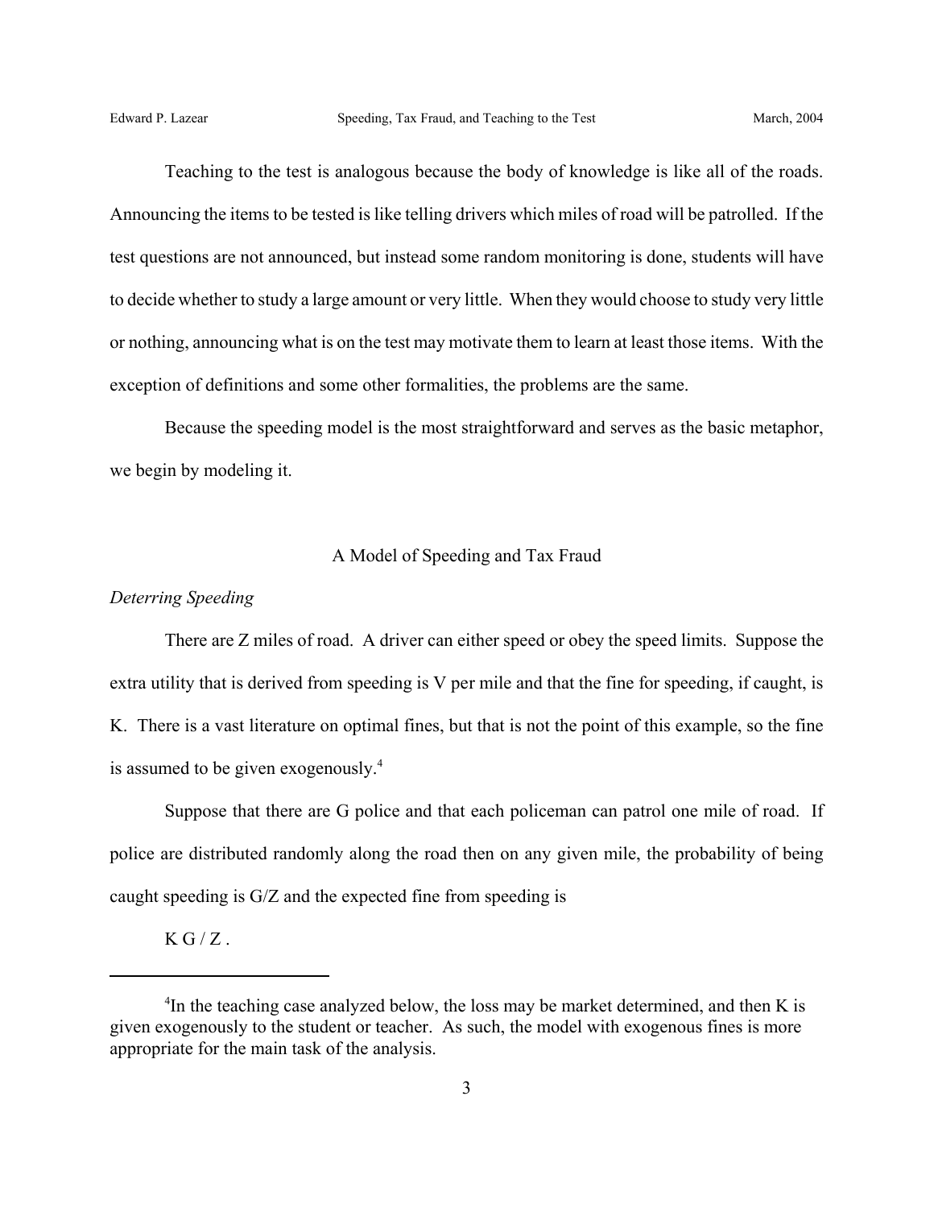Teaching to the test is analogous because the body of knowledge is like all of the roads. Announcing the items to be tested is like telling drivers which miles of road will be patrolled. If the test questions are not announced, but instead some random monitoring is done, students will have to decide whether to study a large amount or very little. When they would choose to study very little or nothing, announcing what is on the test may motivate them to learn at least those items. With the exception of definitions and some other formalities, the problems are the same.

Because the speeding model is the most straightforward and serves as the basic metaphor, we begin by modeling it.

## A Model of Speeding and Tax Fraud

### *Deterring Speeding*

There are Z miles of road. A driver can either speed or obey the speed limits. Suppose the extra utility that is derived from speeding is V per mile and that the fine for speeding, if caught, is K. There is a vast literature on optimal fines, but that is not the point of this example, so the fine is assumed to be given exogenously.[4]

Suppose that there are G police and that each policeman can patrol one mile of road. If police are distributed randomly along the road then on any given mile, the probability of being caught speeding is G/Z and the expected fine from speeding is

$$K\,G / Z\ .$$

---

[4]In the teaching case analyzed below, the loss may be market determined, and then K is given exogenously to the student or teacher. As such, the model with exogenous fines is more appropriate for the main task of the analysis.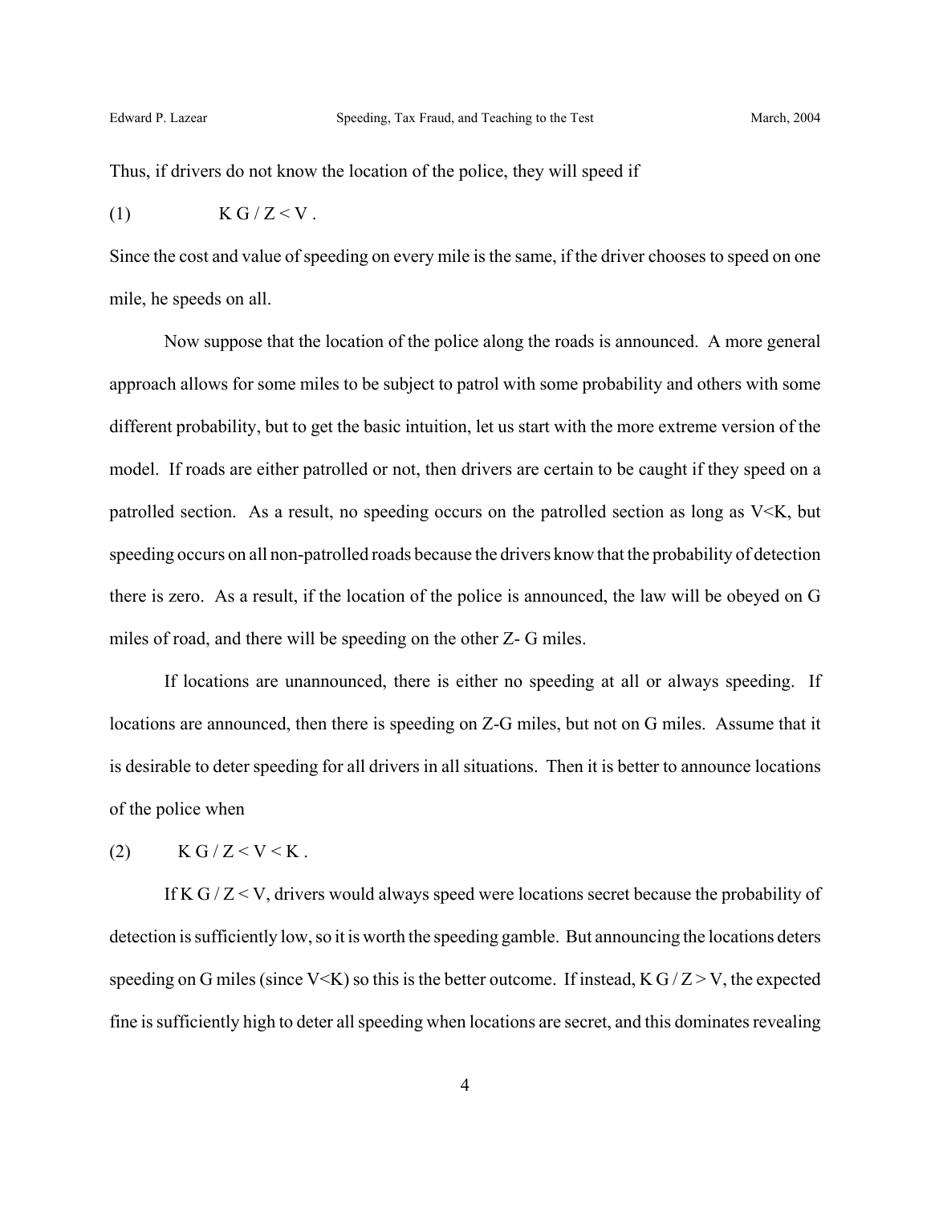Thus, if drivers do not know the location of the police, they will speed if

$$(1) \qquad K\,G / Z < V \,.$$

Since the cost and value of speeding on every mile is the same, if the driver chooses to speed on one mile, he speeds on all.

Now suppose that the location of the police along the roads is announced. A more general approach allows for some miles to be subject to patrol with some probability and others with some different probability, but to get the basic intuition, let us start with the more extreme version of the model. If roads are either patrolled or not, then drivers are certain to be caught if they speed on a patrolled section. As a result, no speeding occurs on the patrolled section as long as $V<K$, but speeding occurs on all non-patrolled roads because the drivers know that the probability of detection there is zero. As a result, if the location of the police is announced, the law will be obeyed on G miles of road, and there will be speeding on the other Z- G miles.

If locations are unannounced, there is either no speeding at all or always speeding. If locations are announced, then there is speeding on Z-G miles, but not on G miles. Assume that it is desirable to deter speeding for all drivers in all situations. Then it is better to announce locations of the police when

$$(2) \qquad K\,G / Z < V < K \,.$$

If $K\,G / Z < V$, drivers would always speed were locations secret because the probability of detection is sufficiently low, so it is worth the speeding gamble. But announcing the locations deters speeding on G miles (since $V<K$) so this is the better outcome. If instead, $K\,G / Z > V$, the expected fine is sufficiently high to deter all speeding when locations are secret, and this dominates revealing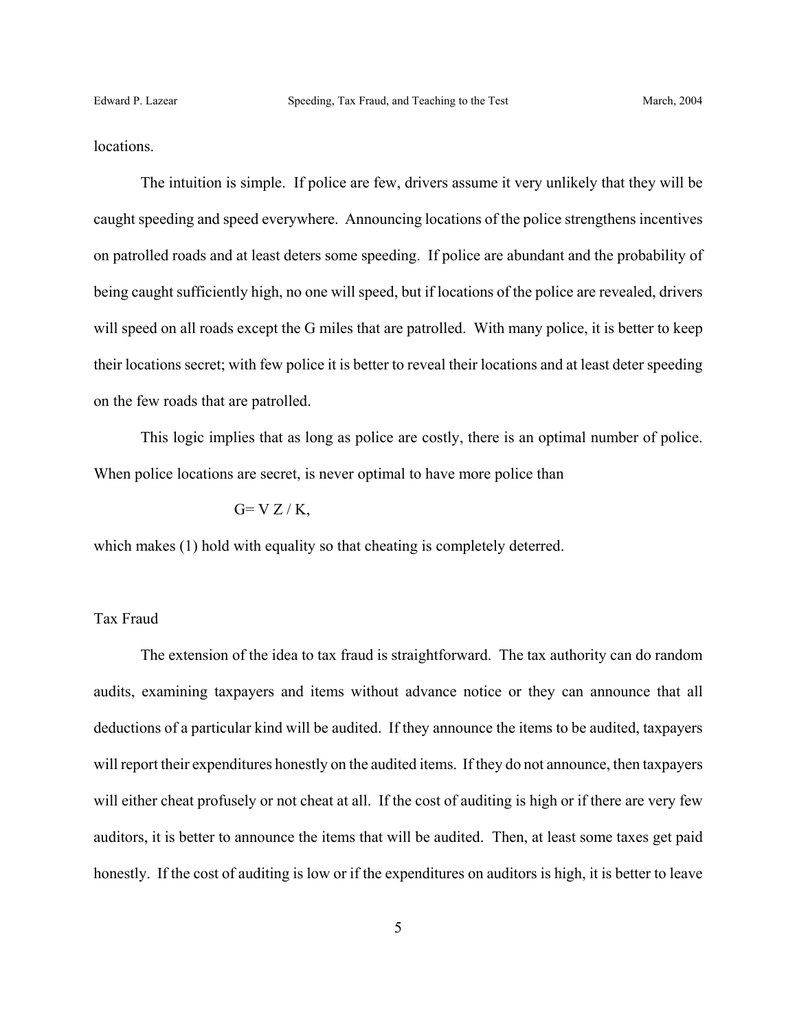locations.

The intuition is simple. If police are few, drivers assume it very unlikely that they will be caught speeding and speed everywhere. Announcing locations of the police strengthens incentives on patrolled roads and at least deters some speeding. If police are abundant and the probability of being caught sufficiently high, no one will speed, but if locations of the police are revealed, drivers will speed on all roads except the G miles that are patrolled. With many police, it is better to keep their locations secret; with few police it is better to reveal their locations and at least deter speeding on the few roads that are patrolled.

This logic implies that as long as police are costly, there is an optimal number of police. When police locations are secret, is never optimal to have more police than

$$G = V Z / K,$$

which makes (1) hold with equality so that cheating is completely deterred.

## Tax Fraud

The extension of the idea to tax fraud is straightforward. The tax authority can do random audits, examining taxpayers and items without advance notice or they can announce that all deductions of a particular kind will be audited. If they announce the items to be audited, taxpayers will report their expenditures honestly on the audited items. If they do not announce, then taxpayers will either cheat profusely or not cheat at all. If the cost of auditing is high or if there are very few auditors, it is better to announce the items that will be audited. Then, at least some taxes get paid honestly. If the cost of auditing is low or if the expenditures on auditors is high, it is better to leave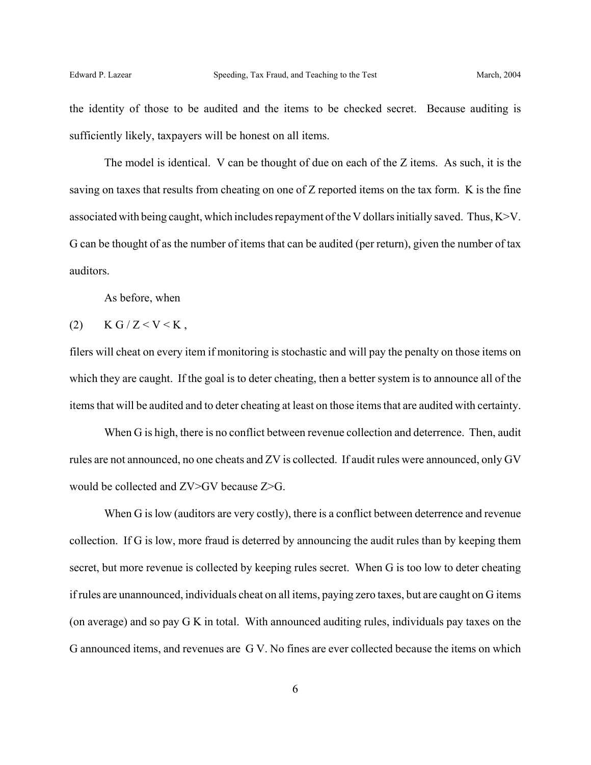the identity of those to be audited and the items to be checked secret. Because auditing is sufficiently likely, taxpayers will be honest on all items.

The model is identical. $V$ can be thought of due on each of the $Z$ items. As such, it is the saving on taxes that results from cheating on one of $Z$ reported items on the tax form. $K$ is the fine associated with being caught, which includes repayment of the $V$ dollars initially saved. Thus, $K>V$. $G$ can be thought of as the number of items that can be audited (per return), given the number of tax auditors.

As before, when

$$(2) \qquad K\,G / Z < V < K\,,$$

filers will cheat on every item if monitoring is stochastic and will pay the penalty on those items on which they are caught. If the goal is to deter cheating, then a better system is to announce all of the items that will be audited and to deter cheating at least on those items that are audited with certainty.

When $G$ is high, there is no conflict between revenue collection and deterrence. Then, audit rules are not announced, no one cheats and $ZV$ is collected. If audit rules were announced, only $GV$ would be collected and $ZV>GV$ because $Z>G$.

When $G$ is low (auditors are very costly), there is a conflict between deterrence and revenue collection. If $G$ is low, more fraud is deterred by announcing the audit rules than by keeping them secret, but more revenue is collected by keeping rules secret. When $G$ is too low to deter cheating if rules are unannounced, individuals cheat on all items, paying zero taxes, but are caught on $G$ items (on average) and so pay $G\,K$ in total. With announced auditing rules, individuals pay taxes on the $G$ announced items, and revenues are $G\,V$. No fines are ever collected because the items on which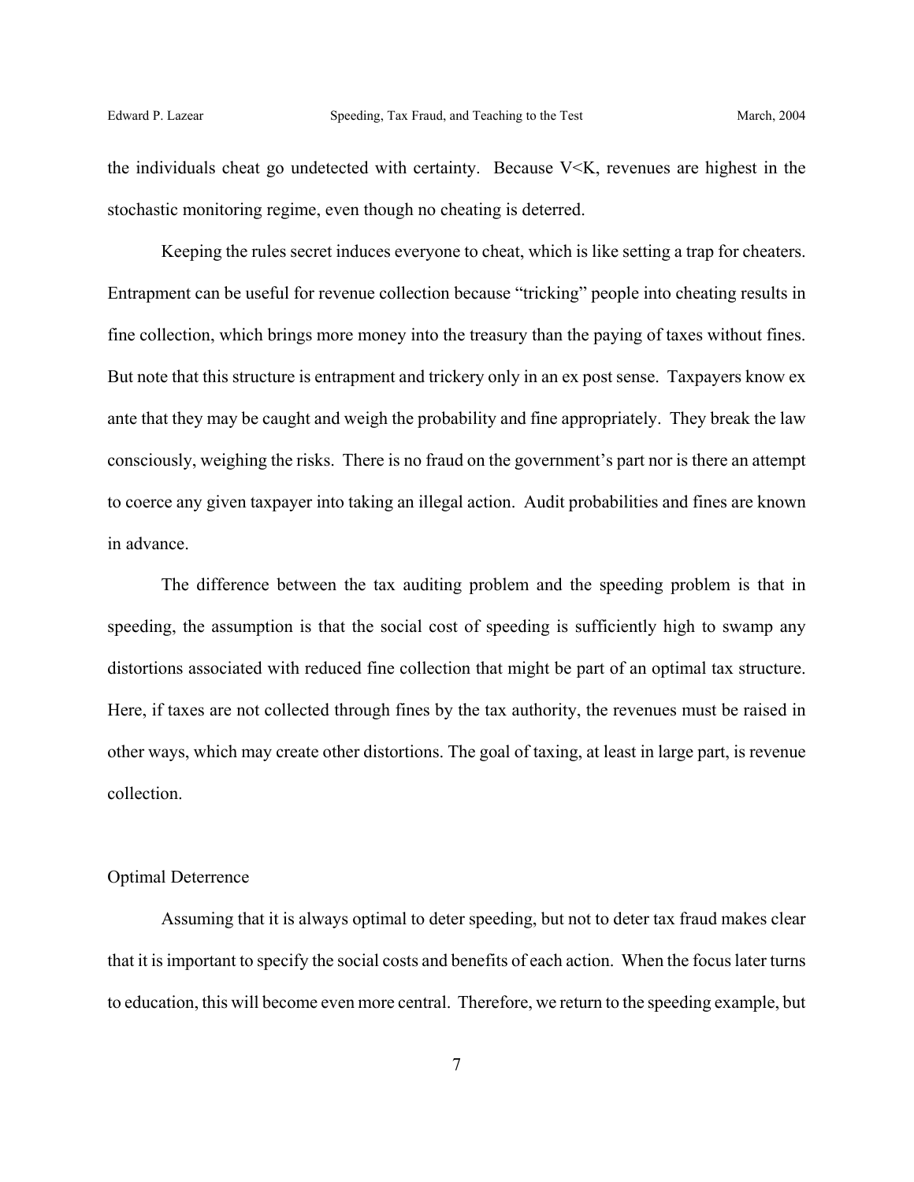the individuals cheat go undetected with certainty. Because $V<K$, revenues are highest in the stochastic monitoring regime, even though no cheating is deterred.

Keeping the rules secret induces everyone to cheat, which is like setting a trap for cheaters. Entrapment can be useful for revenue collection because "tricking" people into cheating results in fine collection, which brings more money into the treasury than the paying of taxes without fines. But note that this structure is entrapment and trickery only in an ex post sense. Taxpayers know ex ante that they may be caught and weigh the probability and fine appropriately. They break the law consciously, weighing the risks. There is no fraud on the government's part nor is there an attempt to coerce any given taxpayer into taking an illegal action. Audit probabilities and fines are known in advance.

The difference between the tax auditing problem and the speeding problem is that in speeding, the assumption is that the social cost of speeding is sufficiently high to swamp any distortions associated with reduced fine collection that might be part of an optimal tax structure. Here, if taxes are not collected through fines by the tax authority, the revenues must be raised in other ways, which may create other distortions. The goal of taxing, at least in large part, is revenue collection.

## Optimal Deterrence

Assuming that it is always optimal to deter speeding, but not to deter tax fraud makes clear that it is important to specify the social costs and benefits of each action. When the focus later turns to education, this will become even more central. Therefore, we return to the speeding example, but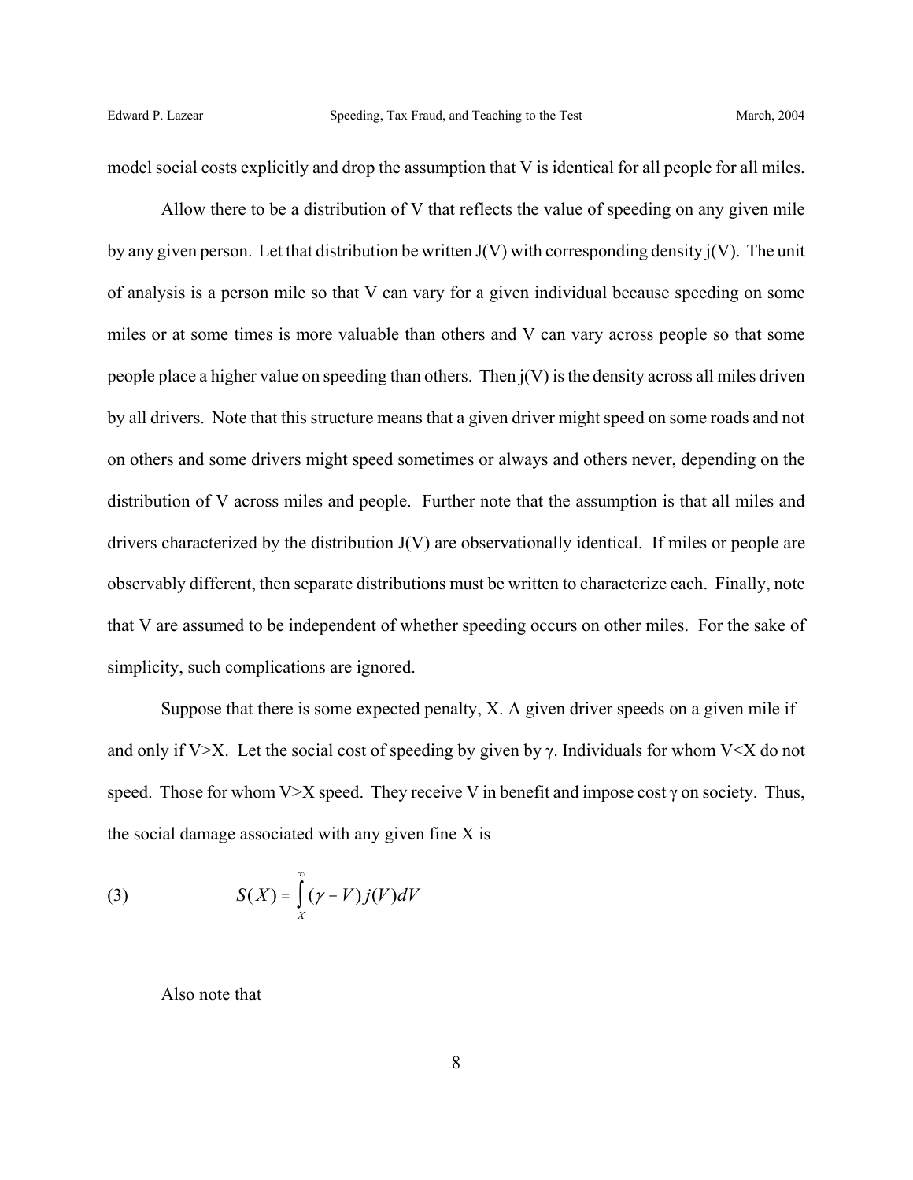model social costs explicitly and drop the assumption that V is identical for all people for all miles.

Allow there to be a distribution of V that reflects the value of speeding on any given mile by any given person. Let that distribution be written J(V) with corresponding density j(V). The unit of analysis is a person mile so that V can vary for a given individual because speeding on some miles or at some times is more valuable than others and V can vary across people so that some people place a higher value on speeding than others. Then j(V) is the density across all miles driven by all drivers. Note that this structure means that a given driver might speed on some roads and not on others and some drivers might speed sometimes or always and others never, depending on the distribution of V across miles and people. Further note that the assumption is that all miles and drivers characterized by the distribution J(V) are observationally identical. If miles or people are observably different, then separate distributions must be written to characterize each. Finally, note that V are assumed to be independent of whether speeding occurs on other miles. For the sake of simplicity, such complications are ignored.

Suppose that there is some expected penalty, X. A given driver speeds on a given mile if and only if $V>X$. Let the social cost of speeding by given by $\gamma$. Individuals for whom $V<X$ do not speed. Those for whom $V>X$ speed. They receive V in benefit and impose cost $\gamma$ on society. Thus, the social damage associated with any given fine X is

$$S(X) = \int_{X}^{\infty} (\gamma - V)\, j(V)\, dV \tag{3}$$

Also note that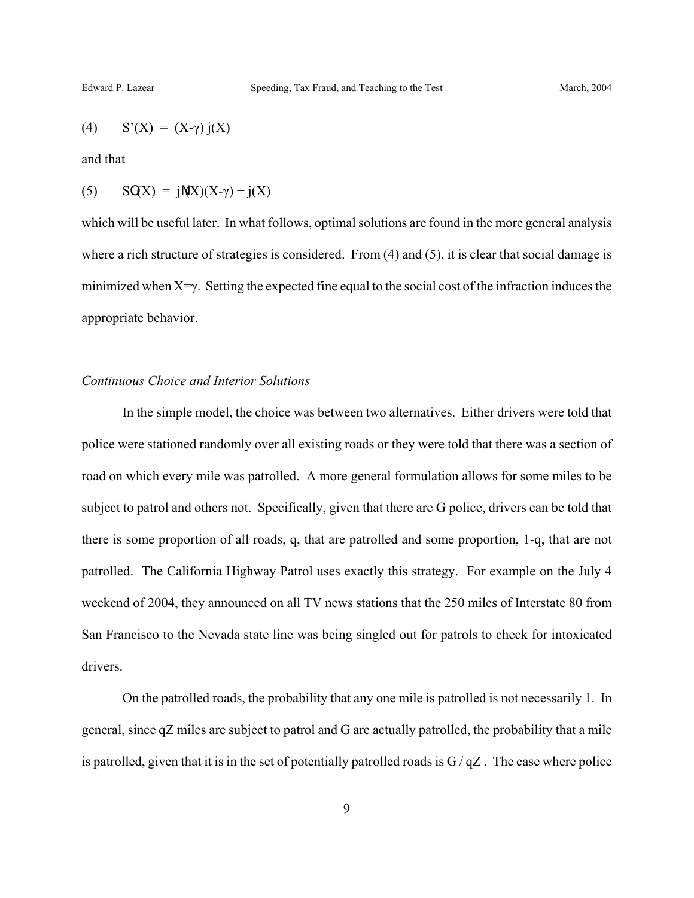(4) $$S'(X) = (X-\gamma)\, j(X)$$

and that

(5) $$S''(X) = j'(X)(X-\gamma) + j(X)$$

which will be useful later. In what follows, optimal solutions are found in the more general analysis where a rich structure of strategies is considered. From (4) and (5), it is clear that social damage is minimized when $X=\gamma$. Setting the expected fine equal to the social cost of the infraction induces the appropriate behavior.

*Continuous Choice and Interior Solutions*

In the simple model, the choice was between two alternatives. Either drivers were told that police were stationed randomly over all existing roads or they were told that there was a section of road on which every mile was patrolled. A more general formulation allows for some miles to be subject to patrol and others not. Specifically, given that there are G police, drivers can be told that there is some proportion of all roads, q, that are patrolled and some proportion, 1-q, that are not patrolled. The California Highway Patrol uses exactly this strategy. For example on the July 4 weekend of 2004, they announced on all TV news stations that the 250 miles of Interstate 80 from San Francisco to the Nevada state line was being singled out for patrols to check for intoxicated drivers.

On the patrolled roads, the probability that any one mile is patrolled is not necessarily 1. In general, since qZ miles are subject to patrol and G are actually patrolled, the probability that a mile is patrolled, given that it is in the set of potentially patrolled roads is $G / qZ$. The case where police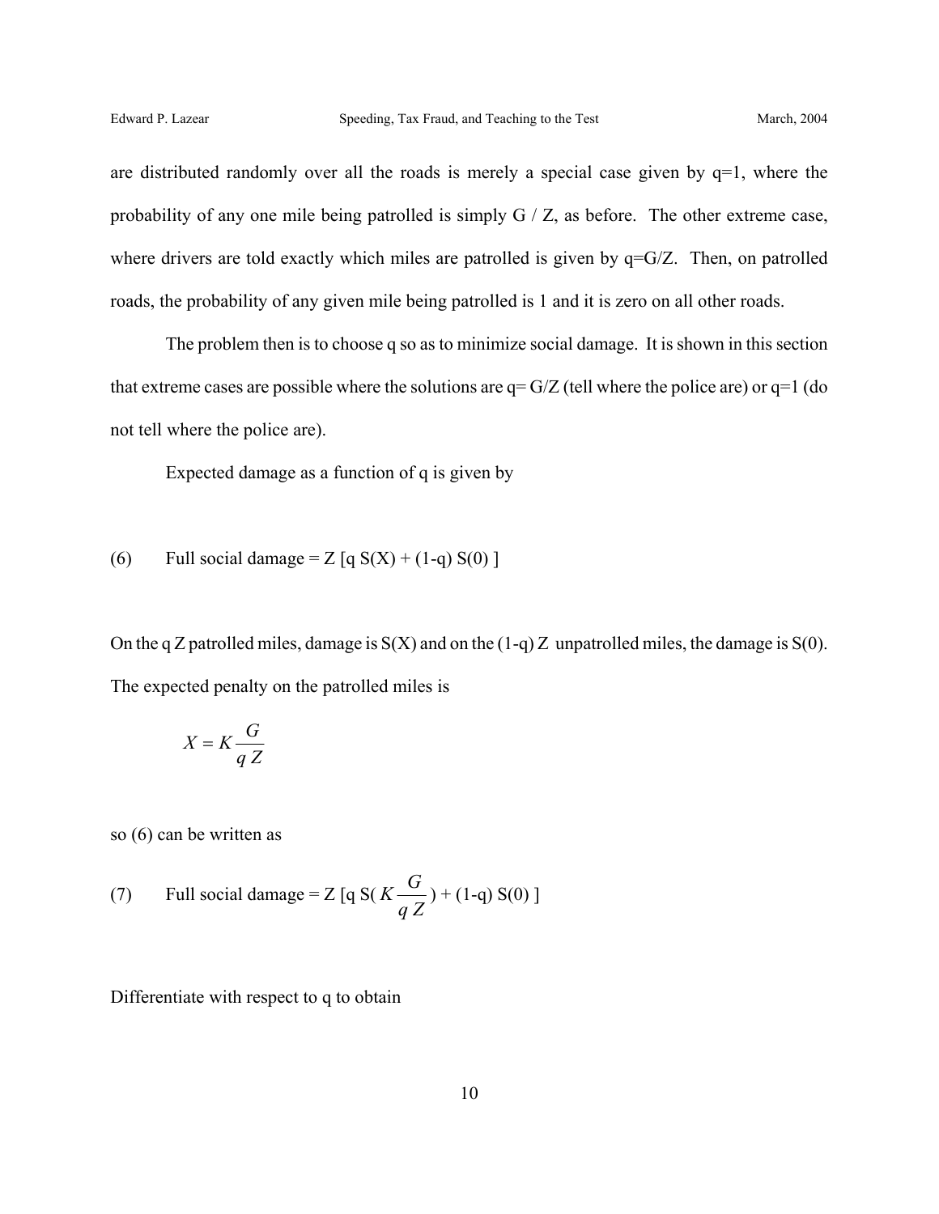are distributed randomly over all the roads is merely a special case given by $q=1$, where the probability of any one mile being patrolled is simply $G / Z$, as before. The other extreme case, where drivers are told exactly which miles are patrolled is given by $q=G/Z$. Then, on patrolled roads, the probability of any given mile being patrolled is 1 and it is zero on all other roads.

The problem then is to choose q so as to minimize social damage. It is shown in this section that extreme cases are possible where the solutions are $q= G/Z$ (tell where the police are) or $q=1$ (do not tell where the police are).

Expected damage as a function of q is given by

$$\text{(6)} \qquad \text{Full social damage} = Z\,[q\, S(X) + (1-q)\, S(0)\,]$$

On the $q\,Z$ patrolled miles, damage is $S(X)$ and on the $(1-q)\,Z$ unpatrolled miles, the damage is $S(0)$. The expected penalty on the patrolled miles is

$$X = K \frac{G}{q\,Z}$$

so (6) can be written as

$$\text{(7)} \qquad \text{Full social damage} = Z\,[q\, S(K \frac{G}{q\,Z}) + (1-q)\, S(0)\,]$$

Differentiate with respect to q to obtain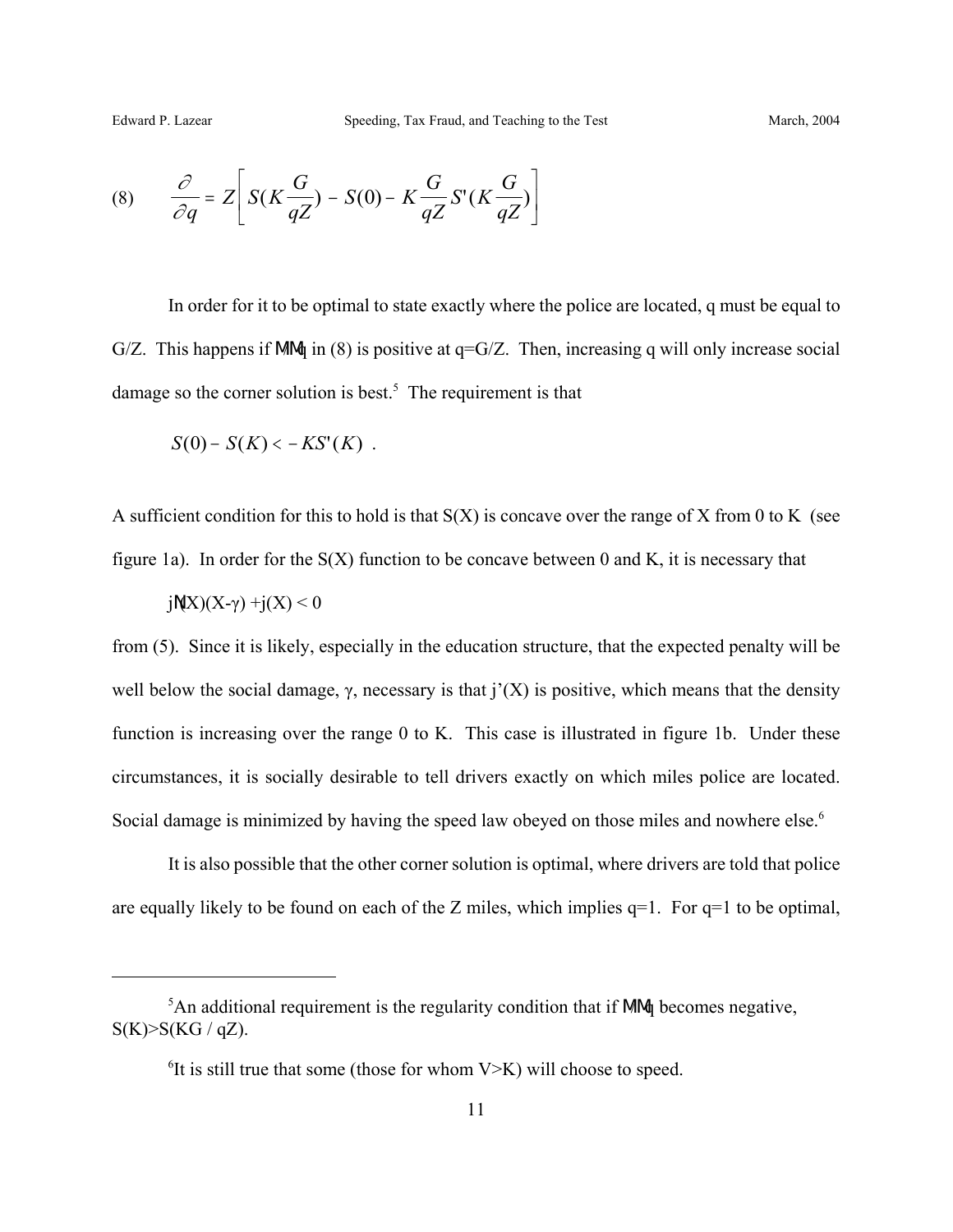$$(8) \qquad \frac{\partial}{\partial q} = Z\left[ S(K\frac{G}{qZ}) - S(0) - K\frac{G}{qZ}S'(K\frac{G}{qZ}) \right]$$

In order for it to be optimal to state exactly where the police are located, q must be equal to G/Z. This happens if $\partial/\partial q$ in (8) is positive at q=G/Z. Then, increasing q will only increase social damage so the corner solution is best.[5] The requirement is that

$$S(0) - S(K) < -KS'(K) \ .$$

A sufficient condition for this to hold is that S(X) is concave over the range of X from 0 to K (see figure 1a). In order for the S(X) function to be concave between 0 and K, it is necessary that

$$j'(X)(X-\gamma) + j(X) < 0$$

from (5). Since it is likely, especially in the education structure, that the expected penalty will be well below the social damage, $\gamma$, necessary is that j'(X) is positive, which means that the density function is increasing over the range 0 to K. This case is illustrated in figure 1b. Under these circumstances, it is socially desirable to tell drivers exactly on which miles police are located. Social damage is minimized by having the speed law obeyed on those miles and nowhere else.[6]

It is also possible that the other corner solution is optimal, where drivers are told that police are equally likely to be found on each of the Z miles, which implies q=1. For q=1 to be optimal,

---

[5]An additional requirement is the regularity condition that if $\partial/\partial q$ becomes negative, S(K)>S(KG / qZ).

[6]It is still true that some (those for whom V>K) will choose to speed.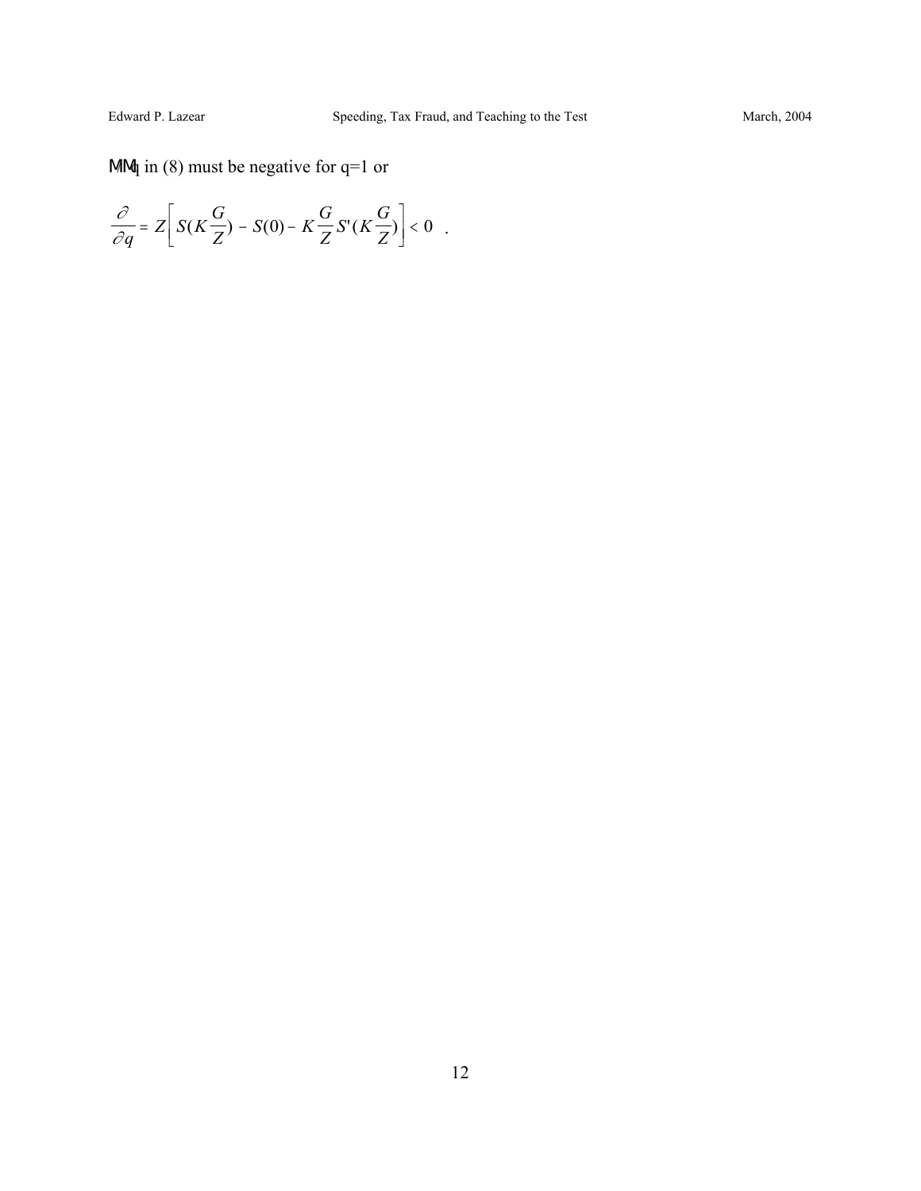$\partial M / \partial q$ in (8) must be negative for q=1 or

$$\frac{\partial}{\partial q} = Z\left[ S(K\frac{G}{Z}) - S(0) - K\frac{G}{Z}S'(K\frac{G}{Z}) \right] < 0 \quad .$$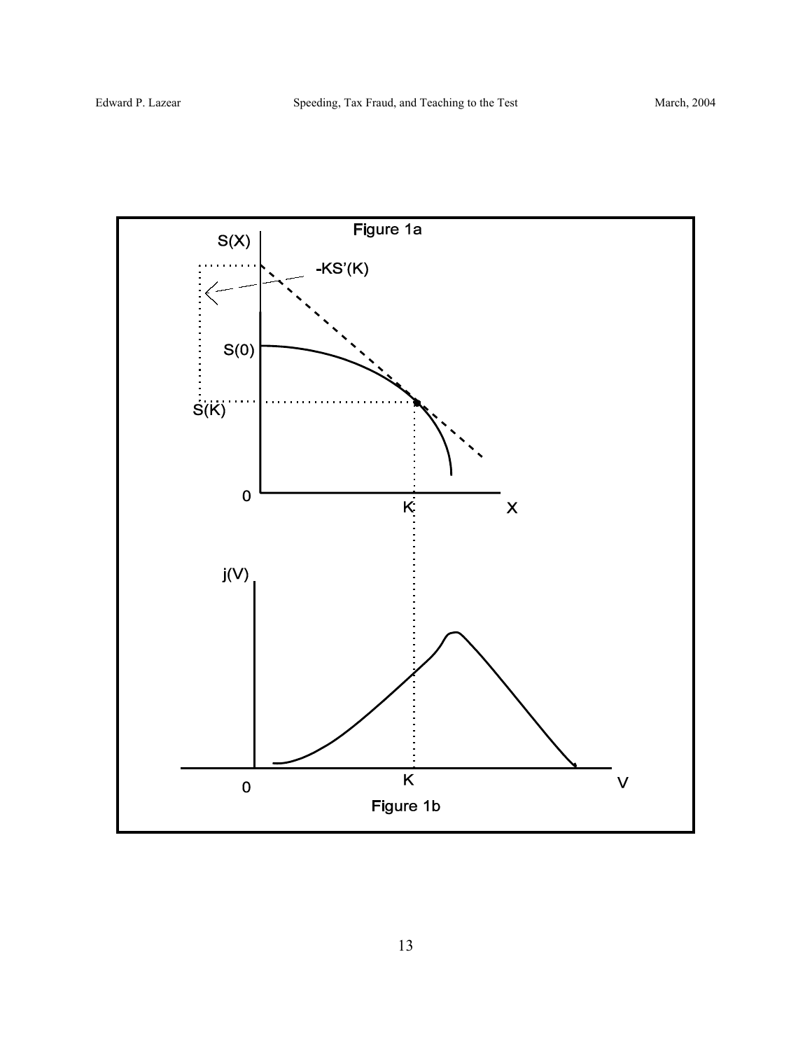Figure 1a

Figure 1b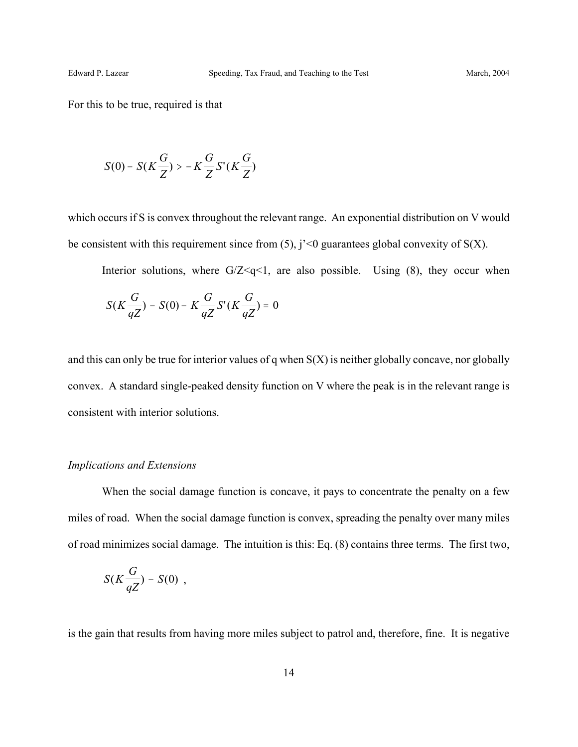For this to be true, required is that

$$S(0) - S(K\frac{G}{Z}) > -K\frac{G}{Z}S'(K\frac{G}{Z})$$

which occurs if S is convex throughout the relevant range. An exponential distribution on V would be consistent with this requirement since from (5), j'<0 guarantees global convexity of S(X).

Interior solutions, where G/Z<q<1, are also possible. Using (8), they occur when

$$S(K\frac{G}{qZ}) - S(0) - K\frac{G}{qZ}S'(K\frac{G}{qZ}) = 0$$

and this can only be true for interior values of q when S(X) is neither globally concave, nor globally convex. A standard single-peaked density function on V where the peak is in the relevant range is consistent with interior solutions.

*Implications and Extensions*

When the social damage function is concave, it pays to concentrate the penalty on a few miles of road. When the social damage function is convex, spreading the penalty over many miles of road minimizes social damage. The intuition is this: Eq. (8) contains three terms. The first two,

$$S(K\frac{G}{qZ}) - S(0) \ ,$$

is the gain that results from having more miles subject to patrol and, therefore, fine. It is negative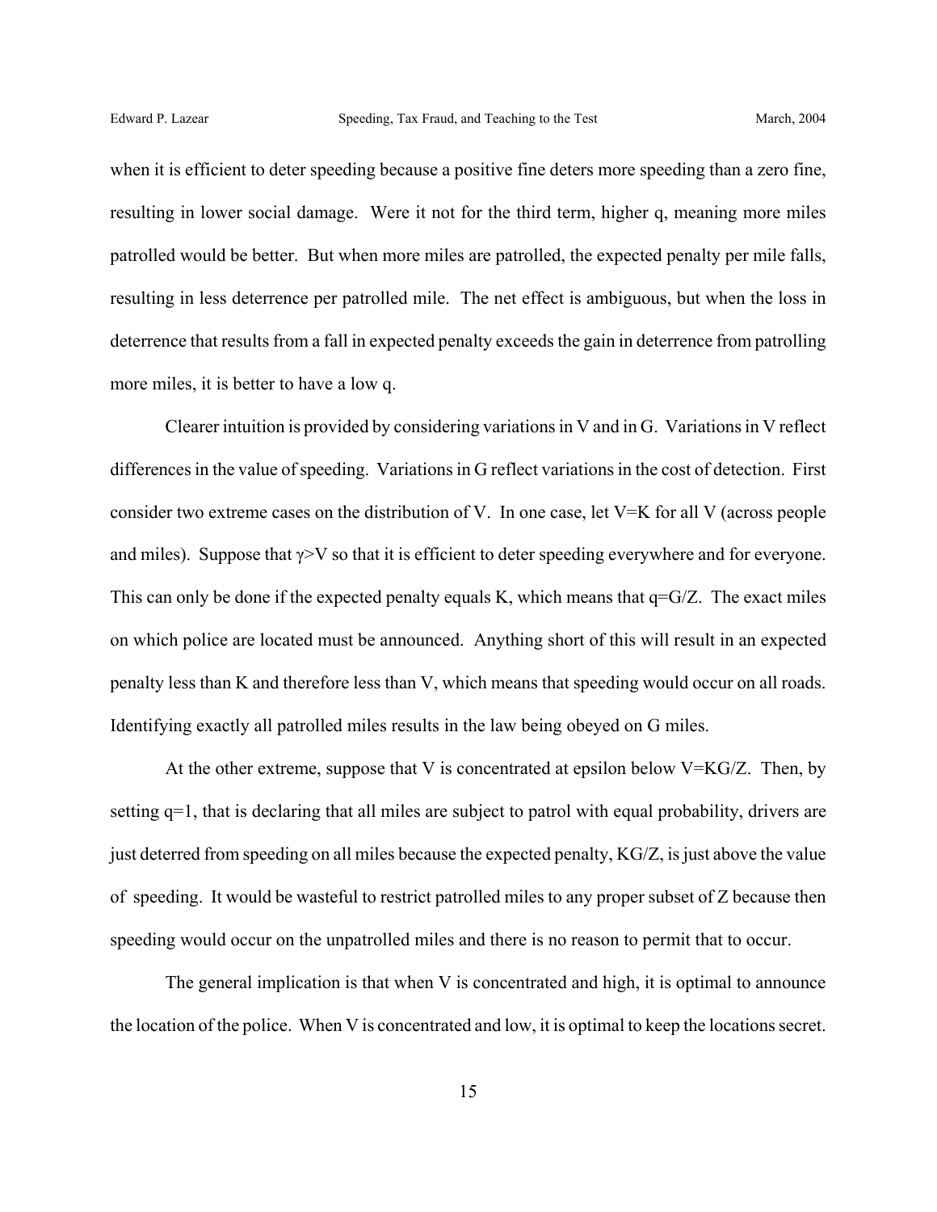when it is efficient to deter speeding because a positive fine deters more speeding than a zero fine, resulting in lower social damage. Were it not for the third term, higher q, meaning more miles patrolled would be better. But when more miles are patrolled, the expected penalty per mile falls, resulting in less deterrence per patrolled mile. The net effect is ambiguous, but when the loss in deterrence that results from a fall in expected penalty exceeds the gain in deterrence from patrolling more miles, it is better to have a low q.

Clearer intuition is provided by considering variations in V and in G. Variations in V reflect differences in the value of speeding. Variations in G reflect variations in the cost of detection. First consider two extreme cases on the distribution of V. In one case, let $V=K$ for all V (across people and miles). Suppose that $\gamma > V$ so that it is efficient to deter speeding everywhere and for everyone. This can only be done if the expected penalty equals K, which means that $q=G/Z$. The exact miles on which police are located must be announced. Anything short of this will result in an expected penalty less than K and therefore less than V, which means that speeding would occur on all roads. Identifying exactly all patrolled miles results in the law being obeyed on G miles.

At the other extreme, suppose that V is concentrated at epsilon below $V=KG/Z$. Then, by setting $q=1$, that is declaring that all miles are subject to patrol with equal probability, drivers are just deterred from speeding on all miles because the expected penalty, $KG/Z$, is just above the value of speeding. It would be wasteful to restrict patrolled miles to any proper subset of Z because then speeding would occur on the unpatrolled miles and there is no reason to permit that to occur.

The general implication is that when V is concentrated and high, it is optimal to announce the location of the police. When V is concentrated and low, it is optimal to keep the locations secret.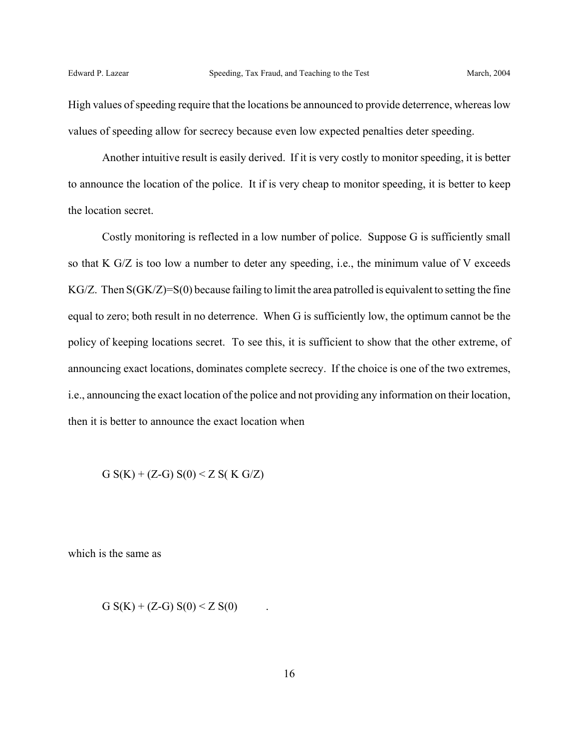High values of speeding require that the locations be announced to provide deterrence, whereas low values of speeding allow for secrecy because even low expected penalties deter speeding.

Another intuitive result is easily derived. If it is very costly to monitor speeding, it is better to announce the location of the police. It if is very cheap to monitor speeding, it is better to keep the location secret.

Costly monitoring is reflected in a low number of police. Suppose G is sufficiently small so that K G/Z is too low a number to deter any speeding, i.e., the minimum value of V exceeds KG/Z. Then $S(GK/Z)=S(0)$ because failing to limit the area patrolled is equivalent to setting the fine equal to zero; both result in no deterrence. When G is sufficiently low, the optimum cannot be the policy of keeping locations secret. To see this, it is sufficient to show that the other extreme, of announcing exact locations, dominates complete secrecy. If the choice is one of the two extremes, i.e., announcing the exact location of the police and not providing any information on their location, then it is better to announce the exact location when

$$G\,S(K) + (Z-G)\,S(0) < Z\,S(K\,G/Z)$$

which is the same as

$$G\,S(K) + (Z-G)\,S(0) < Z\,S(0) \quad .$$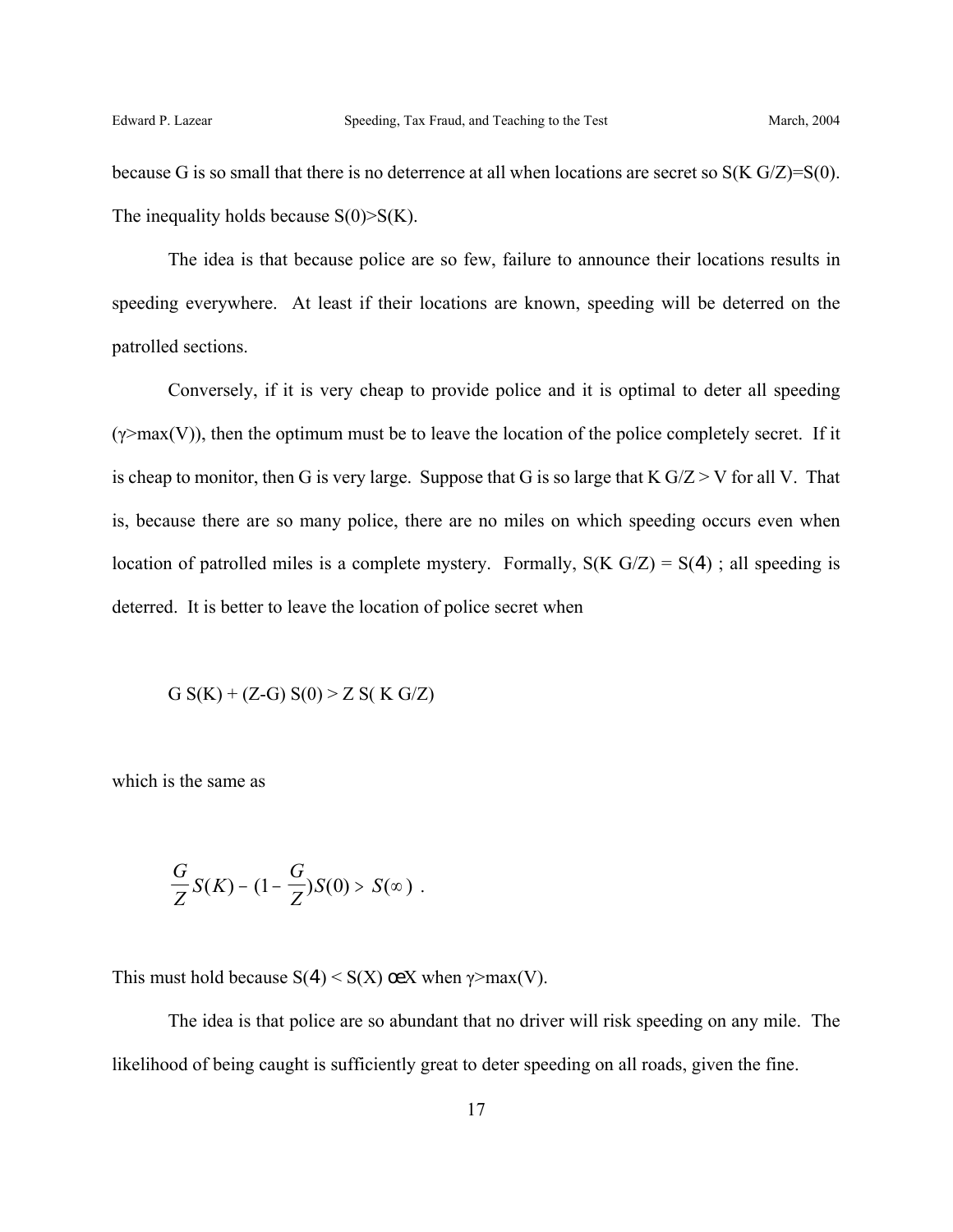because G is so small that there is no deterrence at all when locations are secret so $S(K\, G/Z)=S(0)$. The inequality holds because $S(0)>S(K)$.

The idea is that because police are so few, failure to announce their locations results in speeding everywhere. At least if their locations are known, speeding will be deterred on the patrolled sections.

Conversely, if it is very cheap to provide police and it is optimal to deter all speeding ($\gamma>\max(V)$), then the optimum must be to leave the location of the police completely secret. If it is cheap to monitor, then G is very large. Suppose that G is so large that $K\, G/Z > V$ for all V. That is, because there are so many police, there are no miles on which speeding occurs even when location of patrolled miles is a complete mystery. Formally, $S(K\, G/Z) = S(\infty)$ ; all speeding is deterred. It is better to leave the location of police secret when

$$G\, S(K) + (Z-G)\, S(0) > Z\, S(K\, G/Z)$$

which is the same as

$$\frac{G}{Z}S(K) - (1-\frac{G}{Z})S(0) > S(\infty)\ .$$

This must hold because $S(\infty) < S(X)\ \forall X$ when $\gamma>\max(V)$.

The idea is that police are so abundant that no driver will risk speeding on any mile. The likelihood of being caught is sufficiently great to deter speeding on all roads, given the fine.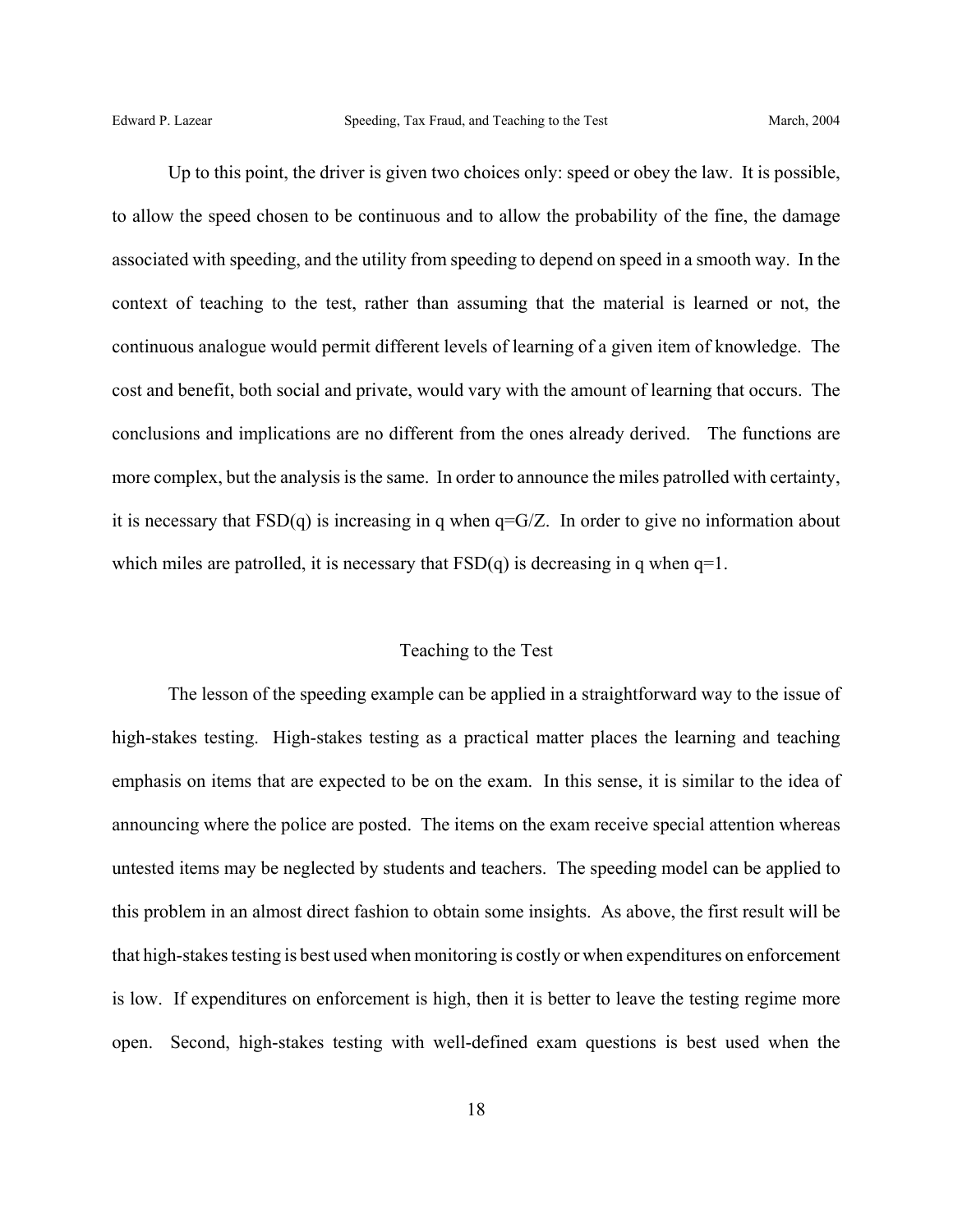Up to this point, the driver is given two choices only: speed or obey the law. It is possible, to allow the speed chosen to be continuous and to allow the probability of the fine, the damage associated with speeding, and the utility from speeding to depend on speed in a smooth way. In the context of teaching to the test, rather than assuming that the material is learned or not, the continuous analogue would permit different levels of learning of a given item of knowledge. The cost and benefit, both social and private, would vary with the amount of learning that occurs. The conclusions and implications are no different from the ones already derived. The functions are more complex, but the analysis is the same. In order to announce the miles patrolled with certainty, it is necessary that $FSD(q)$ is increasing in $q$ when $q=G/Z$. In order to give no information about which miles are patrolled, it is necessary that $FSD(q)$ is decreasing in $q$ when $q=1$.

## Teaching to the Test

The lesson of the speeding example can be applied in a straightforward way to the issue of high-stakes testing. High-stakes testing as a practical matter places the learning and teaching emphasis on items that are expected to be on the exam. In this sense, it is similar to the idea of announcing where the police are posted. The items on the exam receive special attention whereas untested items may be neglected by students and teachers. The speeding model can be applied to this problem in an almost direct fashion to obtain some insights. As above, the first result will be that high-stakes testing is best used when monitoring is costly or when expenditures on enforcement is low. If expenditures on enforcement is high, then it is better to leave the testing regime more open. Second, high-stakes testing with well-defined exam questions is best used when the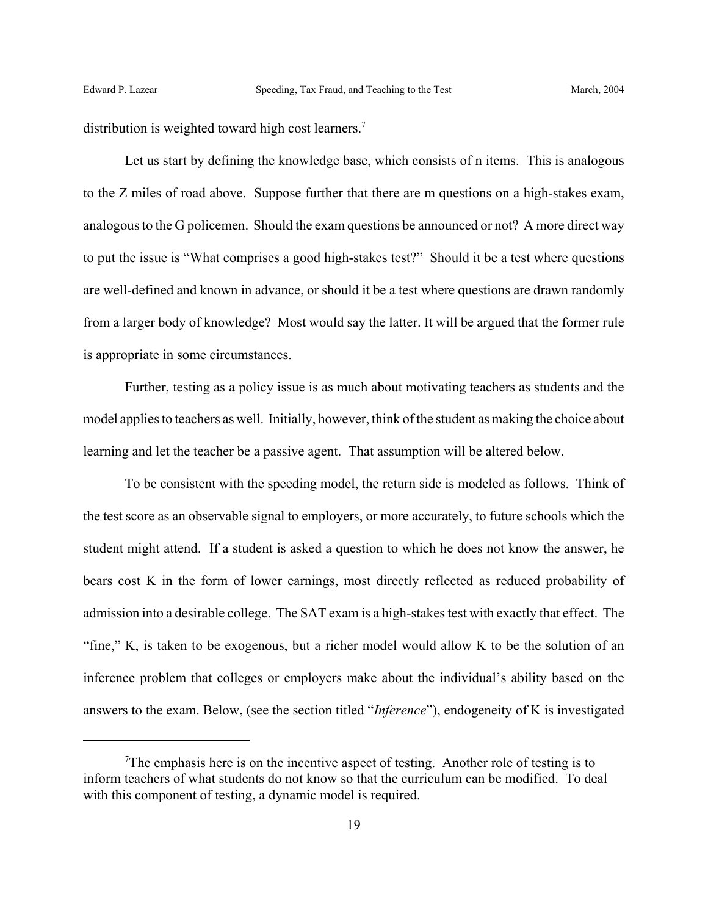distribution is weighted toward high cost learners.[7]

Let us start by defining the knowledge base, which consists of n items. This is analogous to the Z miles of road above. Suppose further that there are m questions on a high-stakes exam, analogous to the G policemen. Should the exam questions be announced or not? A more direct way to put the issue is "What comprises a good high-stakes test?" Should it be a test where questions are well-defined and known in advance, or should it be a test where questions are drawn randomly from a larger body of knowledge? Most would say the latter. It will be argued that the former rule is appropriate in some circumstances.

Further, testing as a policy issue is as much about motivating teachers as students and the model applies to teachers as well. Initially, however, think of the student as making the choice about learning and let the teacher be a passive agent. That assumption will be altered below.

To be consistent with the speeding model, the return side is modeled as follows. Think of the test score as an observable signal to employers, or more accurately, to future schools which the student might attend. If a student is asked a question to which he does not know the answer, he bears cost K in the form of lower earnings, most directly reflected as reduced probability of admission into a desirable college. The SAT exam is a high-stakes test with exactly that effect. The "fine," K, is taken to be exogenous, but a richer model would allow K to be the solution of an inference problem that colleges or employers make about the individual's ability based on the answers to the exam. Below, (see the section titled "*Inference*"), endogeneity of K is investigated

[7]The emphasis here is on the incentive aspect of testing. Another role of testing is to inform teachers of what students do not know so that the curriculum can be modified. To deal with this component of testing, a dynamic model is required.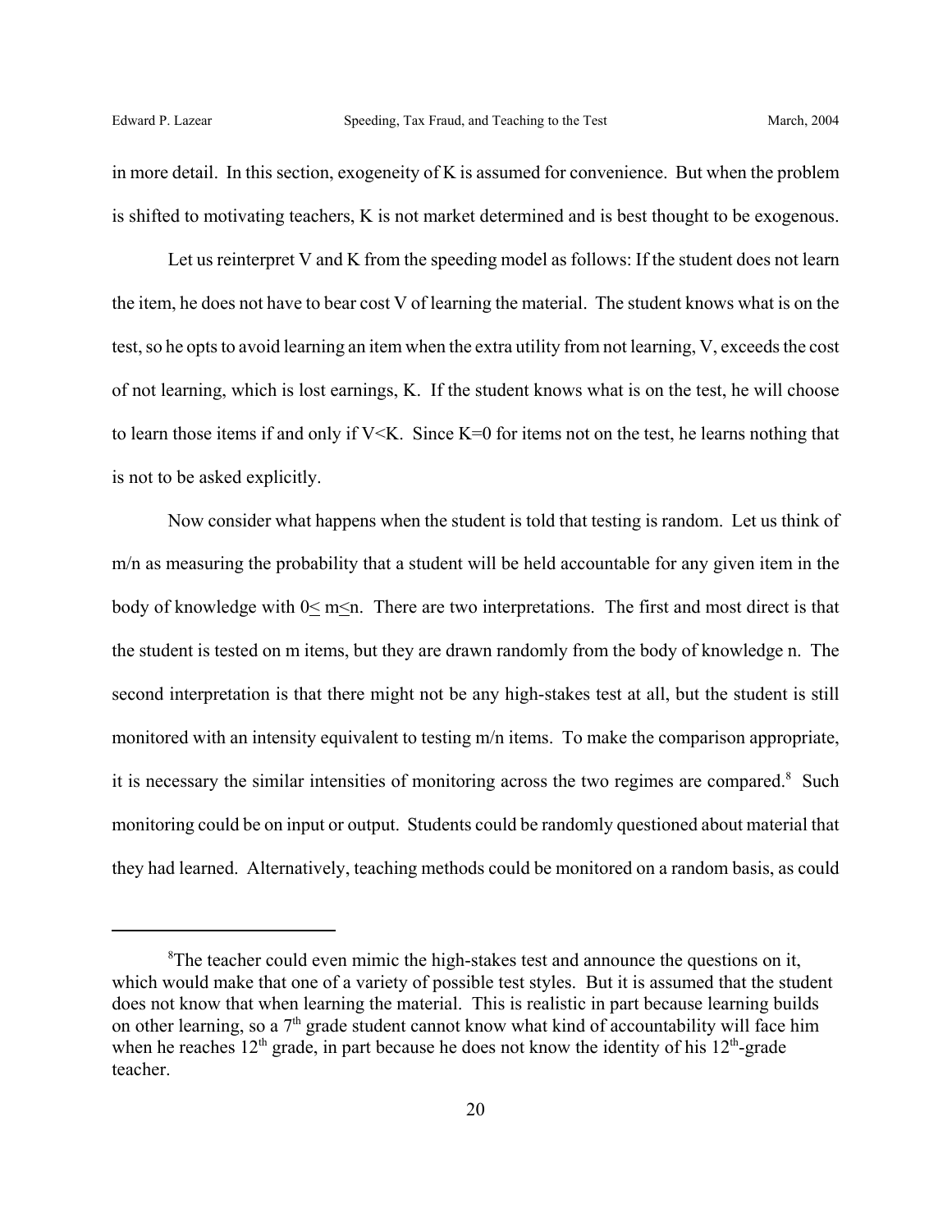in more detail. In this section, exogeneity of K is assumed for convenience. But when the problem is shifted to motivating teachers, K is not market determined and is best thought to be exogenous.

Let us reinterpret V and K from the speeding model as follows: If the student does not learn the item, he does not have to bear cost V of learning the material. The student knows what is on the test, so he opts to avoid learning an item when the extra utility from not learning, V, exceeds the cost of not learning, which is lost earnings, K. If the student knows what is on the test, he will choose to learn those items if and only if $V<K$. Since $K=0$ for items not on the test, he learns nothing that is not to be asked explicitly.

Now consider what happens when the student is told that testing is random. Let us think of $m/n$ as measuring the probability that a student will be held accountable for any given item in the body of knowledge with $0 \leq m \leq n$. There are two interpretations. The first and most direct is that the student is tested on m items, but they are drawn randomly from the body of knowledge n. The second interpretation is that there might not be any high-stakes test at all, but the student is still monitored with an intensity equivalent to testing $m/n$ items. To make the comparison appropriate, it is necessary the similar intensities of monitoring across the two regimes are compared.[8] Such monitoring could be on input or output. Students could be randomly questioned about material that they had learned. Alternatively, teaching methods could be monitored on a random basis, as could

[8]The teacher could even mimic the high-stakes test and announce the questions on it, which would make that one of a variety of possible test styles. But it is assumed that the student does not know that when learning the material. This is realistic in part because learning builds on other learning, so a 7th grade student cannot know what kind of accountability will face him when he reaches 12th grade, in part because he does not know the identity of his 12th-grade teacher.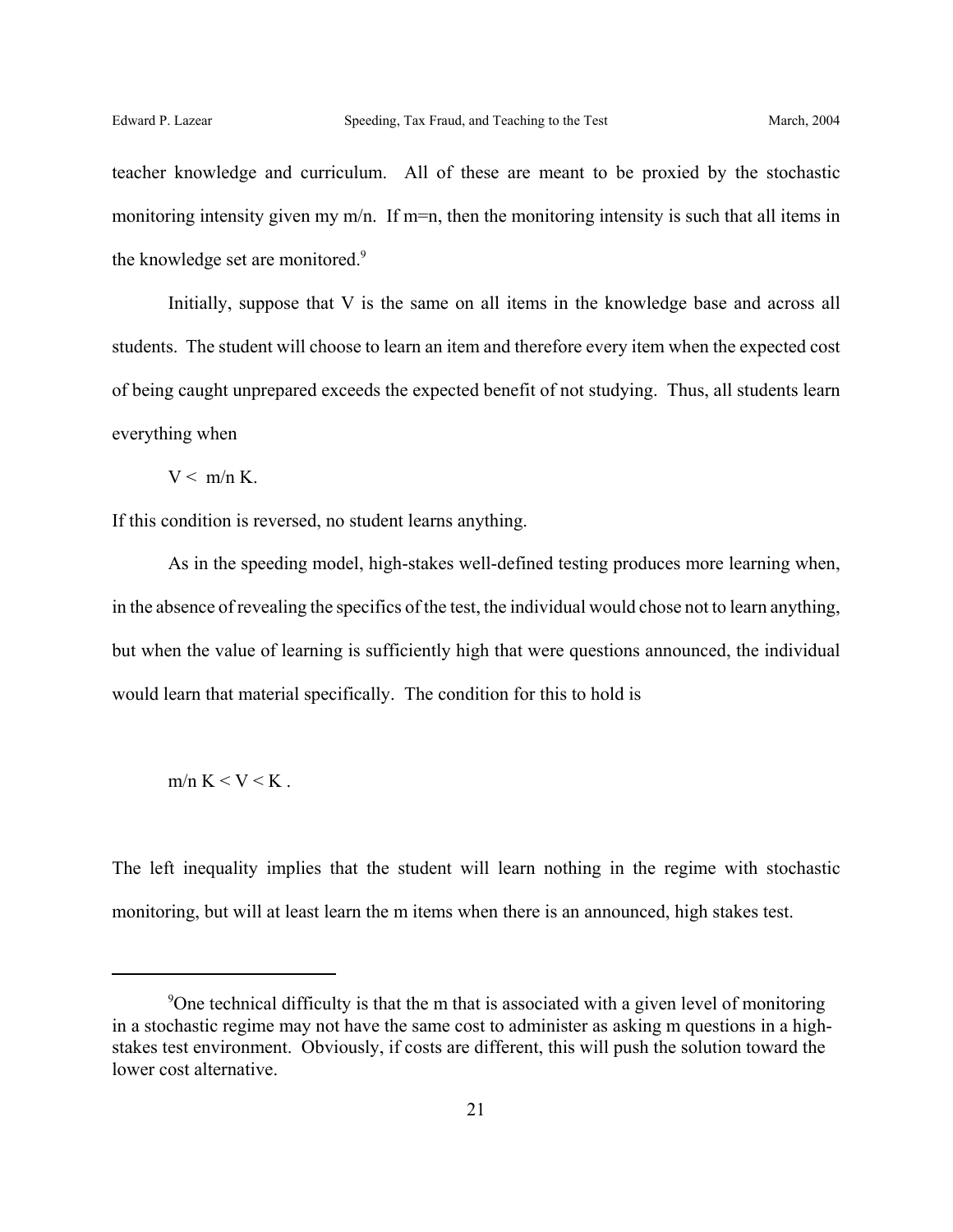teacher knowledge and curriculum. All of these are meant to be proxied by the stochastic monitoring intensity given my $m/n$. If $m=n$, then the monitoring intensity is such that all items in the knowledge set are monitored.[9]

Initially, suppose that V is the same on all items in the knowledge base and across all students. The student will choose to learn an item and therefore every item when the expected cost of being caught unprepared exceeds the expected benefit of not studying. Thus, all students learn everything when

$$V < m/n \, K.$$

If this condition is reversed, no student learns anything.

As in the speeding model, high-stakes well-defined testing produces more learning when, in the absence of revealing the specifics of the test, the individual would chose not to learn anything, but when the value of learning is sufficiently high that were questions announced, the individual would learn that material specifically. The condition for this to hold is

$$m/n \, K < V < K \, .$$

The left inequality implies that the student will learn nothing in the regime with stochastic monitoring, but will at least learn the m items when there is an announced, high stakes test.

---

[9] One technical difficulty is that the m that is associated with a given level of monitoring in a stochastic regime may not have the same cost to administer as asking m questions in a high-stakes test environment. Obviously, if costs are different, this will push the solution toward the lower cost alternative.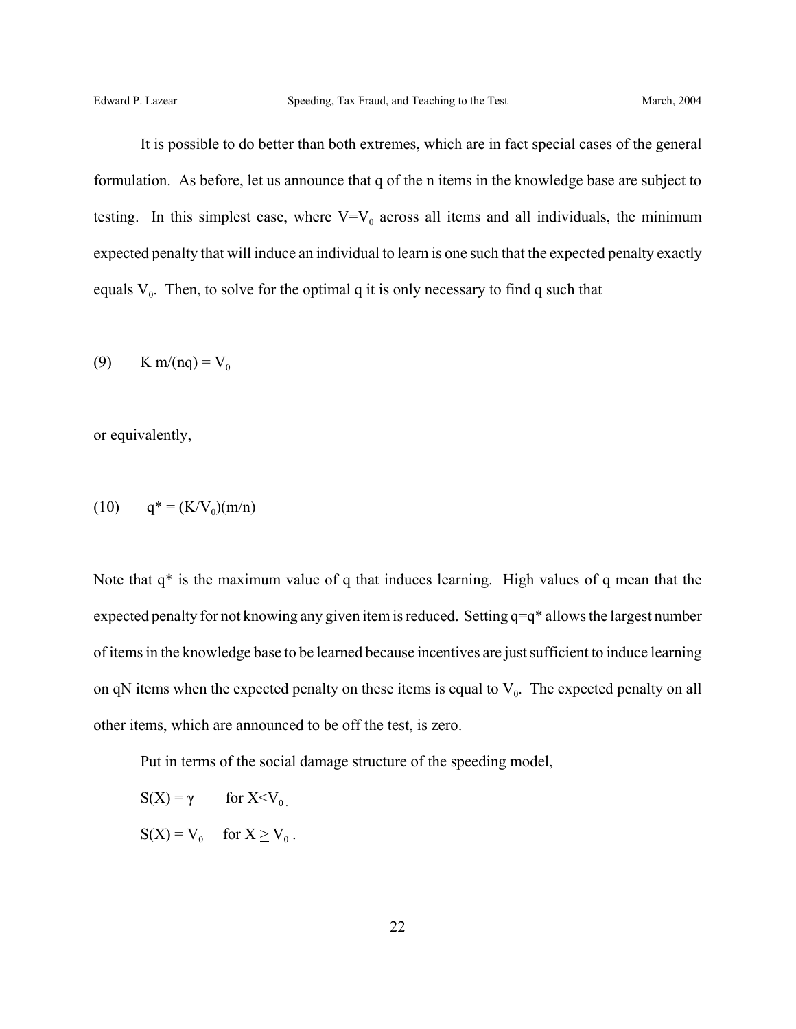It is possible to do better than both extremes, which are in fact special cases of the general formulation. As before, let us announce that q of the n items in the knowledge base are subject to testing. In this simplest case, where $V=V_0$ across all items and all individuals, the minimum expected penalty that will induce an individual to learn is one such that the expected penalty exactly equals $V_0$. Then, to solve for the optimal q it is only necessary to find q such that

$$K\, m/(nq) = V_0 \tag{9}$$

or equivalently,

$$q^* = (K/V_0)(m/n) \tag{10}$$

Note that $q^*$ is the maximum value of q that induces learning. High values of q mean that the expected penalty for not knowing any given item is reduced. Setting $q=q^*$ allows the largest number of items in the knowledge base to be learned because incentives are just sufficient to induce learning on qN items when the expected penalty on these items is equal to $V_0$. The expected penalty on all other items, which are announced to be off the test, is zero.

Put in terms of the social damage structure of the speeding model,

$S(X) = \gamma \qquad \text{for } X<V_0$

$S(X) = V_0 \qquad \text{for } X \geq V_0$ .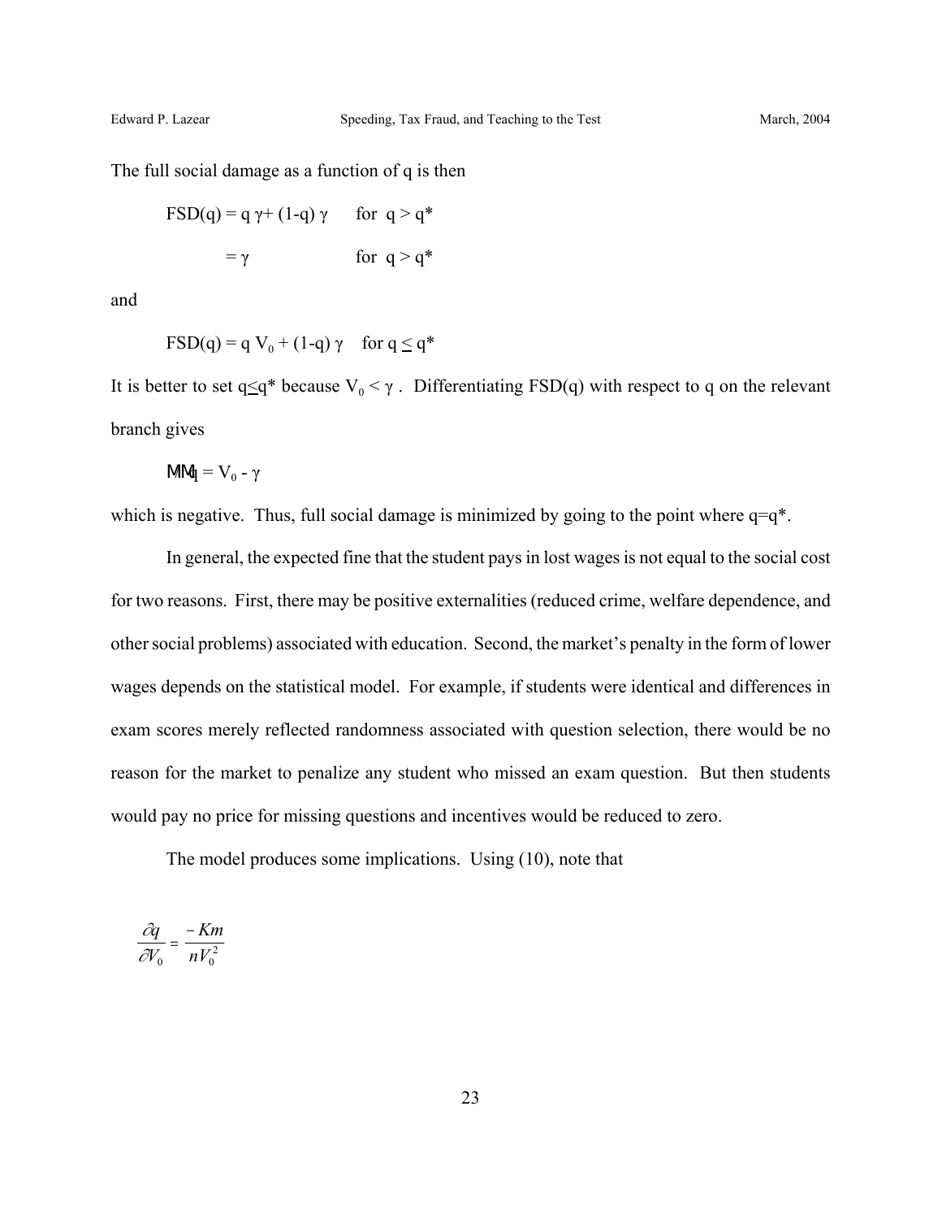The full social damage as a function of q is then

$$FSD(q) = q\,\gamma + (1\text{-}q)\,\gamma \qquad \text{for } q > q^*$$

$$= \gamma \qquad \text{for } q > q^*$$

and

$$FSD(q) = q\,V_0 + (1\text{-}q)\,\gamma \qquad \text{for } q \leq q^*$$

It is better to set $q \leq q^*$ because $V_0 < \gamma$. Differentiating FSD(q) with respect to q on the relevant branch gives

$$\partial/\partial q = V_0 - \gamma$$

which is negative. Thus, full social damage is minimized by going to the point where $q=q^*$.

In general, the expected fine that the student pays in lost wages is not equal to the social cost for two reasons. First, there may be positive externalities (reduced crime, welfare dependence, and other social problems) associated with education. Second, the market's penalty in the form of lower wages depends on the statistical model. For example, if students were identical and differences in exam scores merely reflected randomness associated with question selection, there would be no reason for the market to penalize any student who missed an exam question. But then students would pay no price for missing questions and incentives would be reduced to zero.

The model produces some implications. Using (10), note that

$$\frac{\partial q}{\partial V_0} = \frac{-Km}{nV_0^2}$$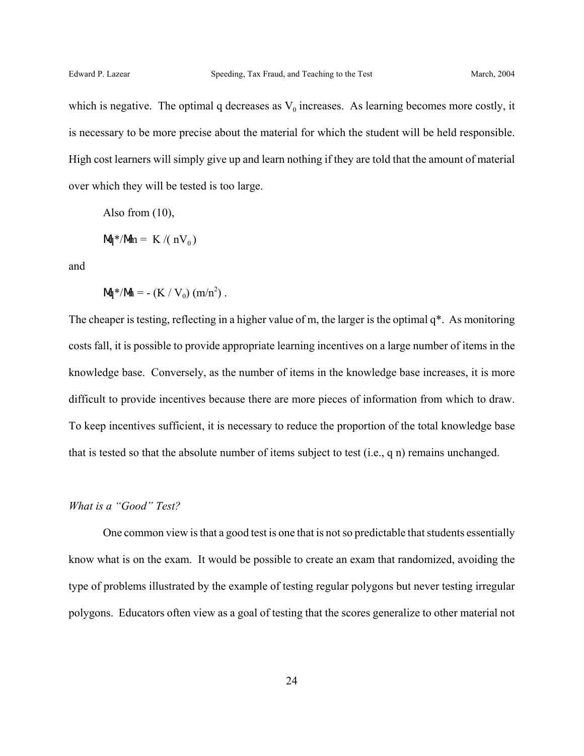which is negative. The optimal q decreases as $V_0$ increases. As learning becomes more costly, it is necessary to be more precise about the material for which the student will be held responsible. High cost learners will simply give up and learn nothing if they are told that the amount of material over which they will be tested is too large.

Also from (10),

$$\partial q^*/\partial m = K/(nV_0)$$

and

$$\partial q^*/\partial n = -(K/V_0)(m/n^2).$$

The cheaper is testing, reflecting in a higher value of m, the larger is the optimal q*. As monitoring costs fall, it is possible to provide appropriate learning incentives on a large number of items in the knowledge base. Conversely, as the number of items in the knowledge base increases, it is more difficult to provide incentives because there are more pieces of information from which to draw. To keep incentives sufficient, it is necessary to reduce the proportion of the total knowledge base that is tested so that the absolute number of items subject to test (i.e., q n) remains unchanged.

*What is a "Good" Test?*

One common view is that a good test is one that is not so predictable that students essentially know what is on the exam. It would be possible to create an exam that randomized, avoiding the type of problems illustrated by the example of testing regular polygons but never testing irregular polygons. Educators often view as a goal of testing that the scores generalize to other material not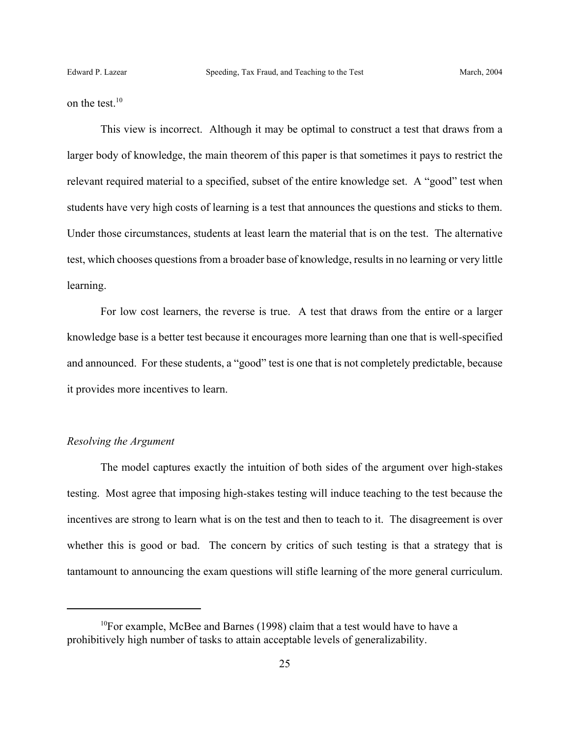on the test.[10]

This view is incorrect. Although it may be optimal to construct a test that draws from a larger body of knowledge, the main theorem of this paper is that sometimes it pays to restrict the relevant required material to a specified, subset of the entire knowledge set. A "good" test when students have very high costs of learning is a test that announces the questions and sticks to them. Under those circumstances, students at least learn the material that is on the test. The alternative test, which chooses questions from a broader base of knowledge, results in no learning or very little learning.

For low cost learners, the reverse is true. A test that draws from the entire or a larger knowledge base is a better test because it encourages more learning than one that is well-specified and announced. For these students, a "good" test is one that is not completely predictable, because it provides more incentives to learn.

*Resolving the Argument*

The model captures exactly the intuition of both sides of the argument over high-stakes testing. Most agree that imposing high-stakes testing will induce teaching to the test because the incentives are strong to learn what is on the test and then to teach to it. The disagreement is over whether this is good or bad. The concern by critics of such testing is that a strategy that is tantamount to announcing the exam questions will stifle learning of the more general curriculum.

[10] For example, McBee and Barnes (1998) claim that a test would have to have a prohibitively high number of tasks to attain acceptable levels of generalizability.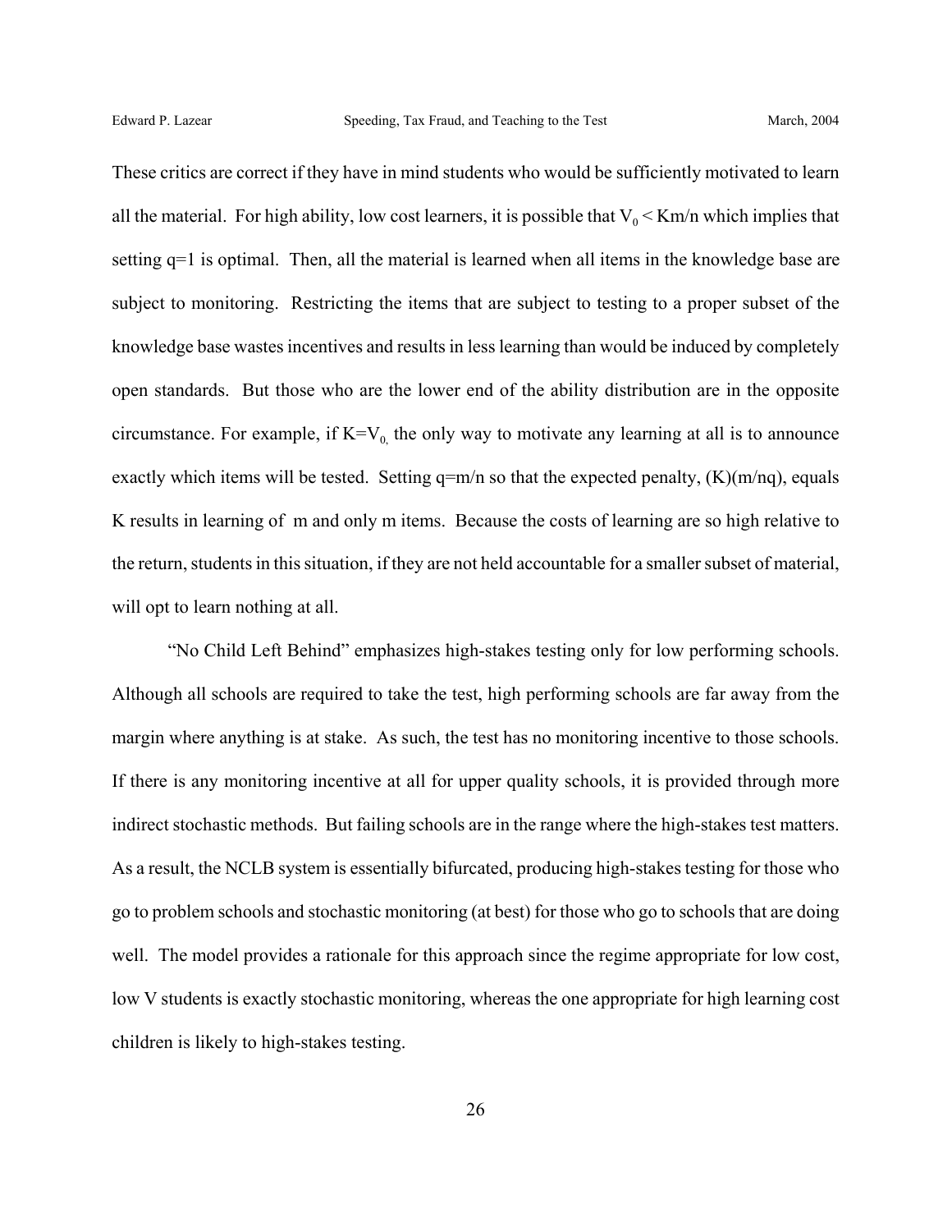These critics are correct if they have in mind students who would be sufficiently motivated to learn all the material. For high ability, low cost learners, it is possible that $V_0 < Km/n$ which implies that setting q=1 is optimal. Then, all the material is learned when all items in the knowledge base are subject to monitoring. Restricting the items that are subject to testing to a proper subset of the knowledge base wastes incentives and results in less learning than would be induced by completely open standards. But those who are the lower end of the ability distribution are in the opposite circumstance. For example, if $K=V_0$, the only way to motivate any learning at all is to announce exactly which items will be tested. Setting $q=m/n$ so that the expected penalty, $(K)(m/nq)$, equals K results in learning of m and only m items. Because the costs of learning are so high relative to the return, students in this situation, if they are not held accountable for a smaller subset of material, will opt to learn nothing at all.

"No Child Left Behind" emphasizes high-stakes testing only for low performing schools. Although all schools are required to take the test, high performing schools are far away from the margin where anything is at stake. As such, the test has no monitoring incentive to those schools. If there is any monitoring incentive at all for upper quality schools, it is provided through more indirect stochastic methods. But failing schools are in the range where the high-stakes test matters. As a result, the NCLB system is essentially bifurcated, producing high-stakes testing for those who go to problem schools and stochastic monitoring (at best) for those who go to schools that are doing well. The model provides a rationale for this approach since the regime appropriate for low cost, low V students is exactly stochastic monitoring, whereas the one appropriate for high learning cost children is likely to high-stakes testing.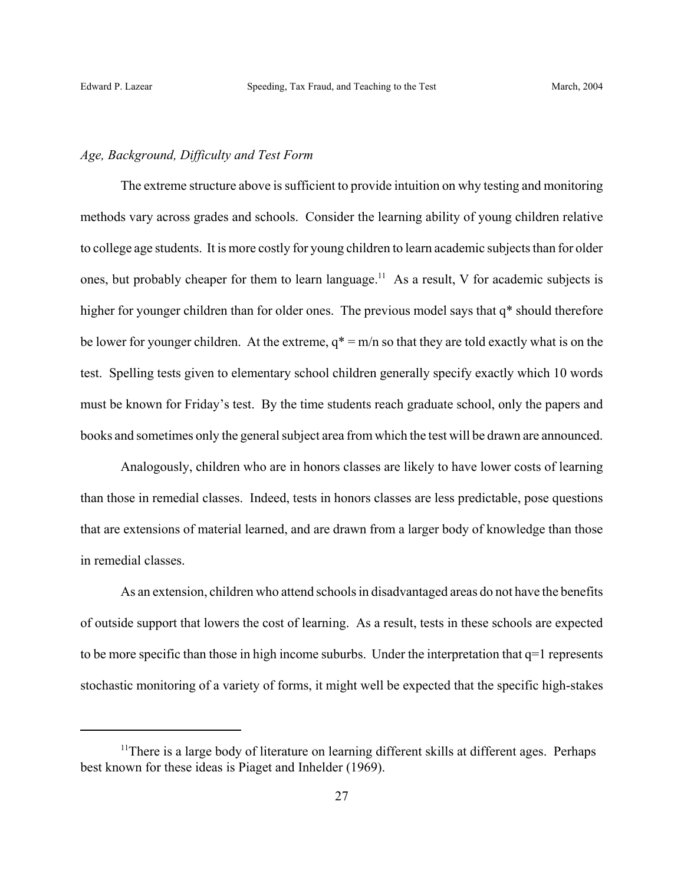*Age, Background, Difficulty and Test Form*

The extreme structure above is sufficient to provide intuition on why testing and monitoring methods vary across grades and schools. Consider the learning ability of young children relative to college age students. It is more costly for young children to learn academic subjects than for older ones, but probably cheaper for them to learn language.[11] As a result, V for academic subjects is higher for younger children than for older ones. The previous model says that $q^*$ should therefore be lower for younger children. At the extreme, $q^* = m/n$ so that they are told exactly what is on the test. Spelling tests given to elementary school children generally specify exactly which 10 words must be known for Friday's test. By the time students reach graduate school, only the papers and books and sometimes only the general subject area from which the test will be drawn are announced.

Analogously, children who are in honors classes are likely to have lower costs of learning than those in remedial classes. Indeed, tests in honors classes are less predictable, pose questions that are extensions of material learned, and are drawn from a larger body of knowledge than those in remedial classes.

As an extension, children who attend schools in disadvantaged areas do not have the benefits of outside support that lowers the cost of learning. As a result, tests in these schools are expected to be more specific than those in high income suburbs. Under the interpretation that $q=1$ represents stochastic monitoring of a variety of forms, it might well be expected that the specific high-stakes

[11]There is a large body of literature on learning different skills at different ages. Perhaps best known for these ideas is Piaget and Inhelder (1969).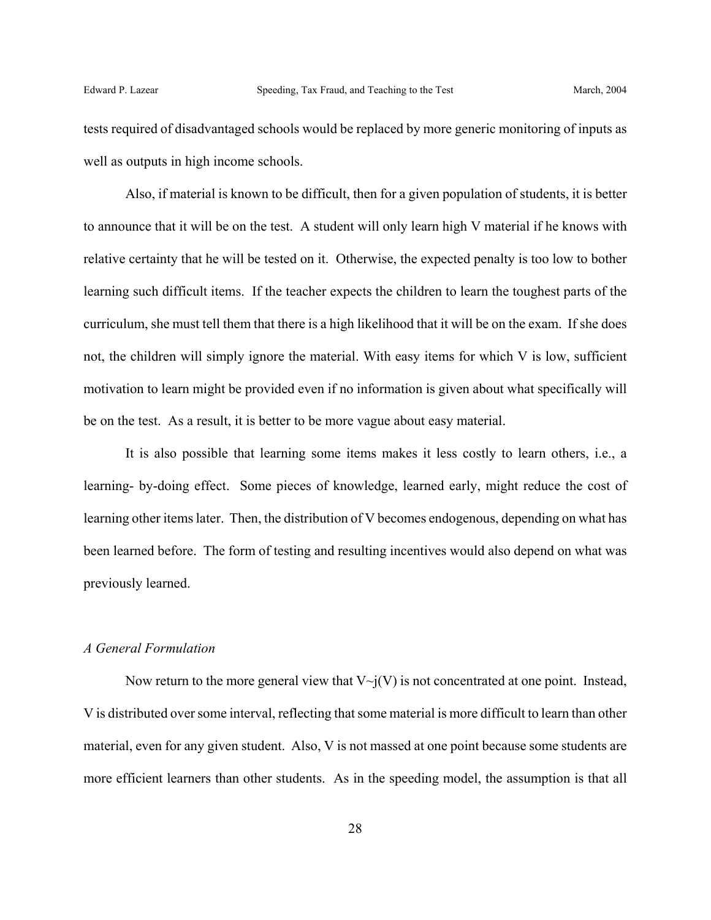tests required of disadvantaged schools would be replaced by more generic monitoring of inputs as well as outputs in high income schools.

Also, if material is known to be difficult, then for a given population of students, it is better to announce that it will be on the test. A student will only learn high V material if he knows with relative certainty that he will be tested on it. Otherwise, the expected penalty is too low to bother learning such difficult items. If the teacher expects the children to learn the toughest parts of the curriculum, she must tell them that there is a high likelihood that it will be on the exam. If she does not, the children will simply ignore the material. With easy items for which V is low, sufficient motivation to learn might be provided even if no information is given about what specifically will be on the test. As a result, it is better to be more vague about easy material.

It is also possible that learning some items makes it less costly to learn others, i.e., a learning- by-doing effect. Some pieces of knowledge, learned early, might reduce the cost of learning other items later. Then, the distribution of V becomes endogenous, depending on what has been learned before. The form of testing and resulting incentives would also depend on what was previously learned.

*A General Formulation*

Now return to the more general view that $V \sim j(V)$ is not concentrated at one point. Instead, V is distributed over some interval, reflecting that some material is more difficult to learn than other material, even for any given student. Also, V is not massed at one point because some students are more efficient learners than other students. As in the speeding model, the assumption is that all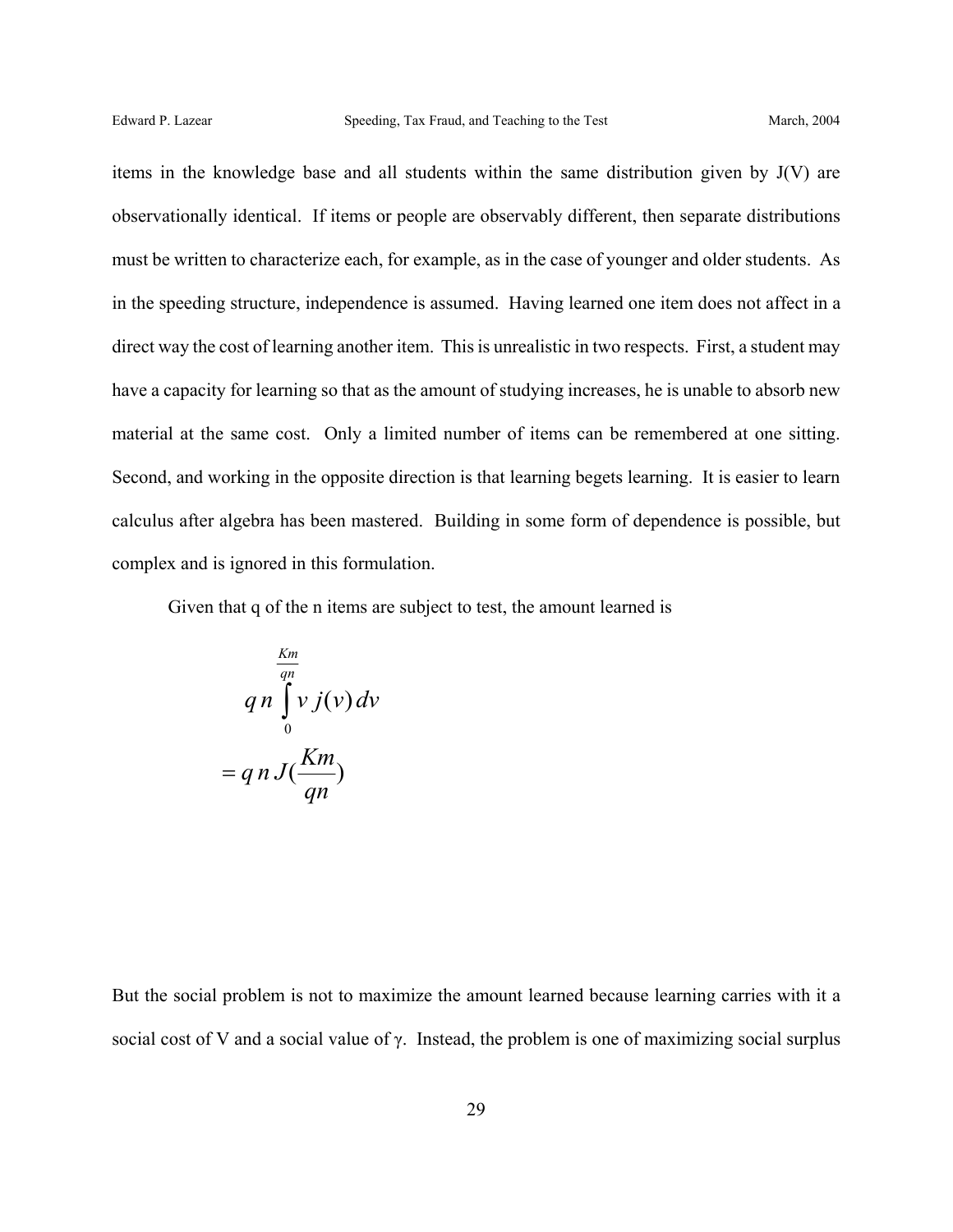items in the knowledge base and all students within the same distribution given by J(V) are observationally identical. If items or people are observably different, then separate distributions must be written to characterize each, for example, as in the case of younger and older students. As in the speeding structure, independence is assumed. Having learned one item does not affect in a direct way the cost of learning another item. This is unrealistic in two respects. First, a student may have a capacity for learning so that as the amount of studying increases, he is unable to absorb new material at the same cost. Only a limited number of items can be remembered at one sitting. Second, and working in the opposite direction is that learning begets learning. It is easier to learn calculus after algebra has been mastered. Building in some form of dependence is possible, but complex and is ignored in this formulation.

Given that q of the n items are subject to test, the amount learned is

$$
\begin{aligned}
& q\,n \int_0^{\frac{Km}{qn}} v\, j(v)\, dv \\
&= q\,n\, J\!\left(\frac{Km}{qn}\right)
\end{aligned}
$$

But the social problem is not to maximize the amount learned because learning carries with it a social cost of V and a social value of γ. Instead, the problem is one of maximizing social surplus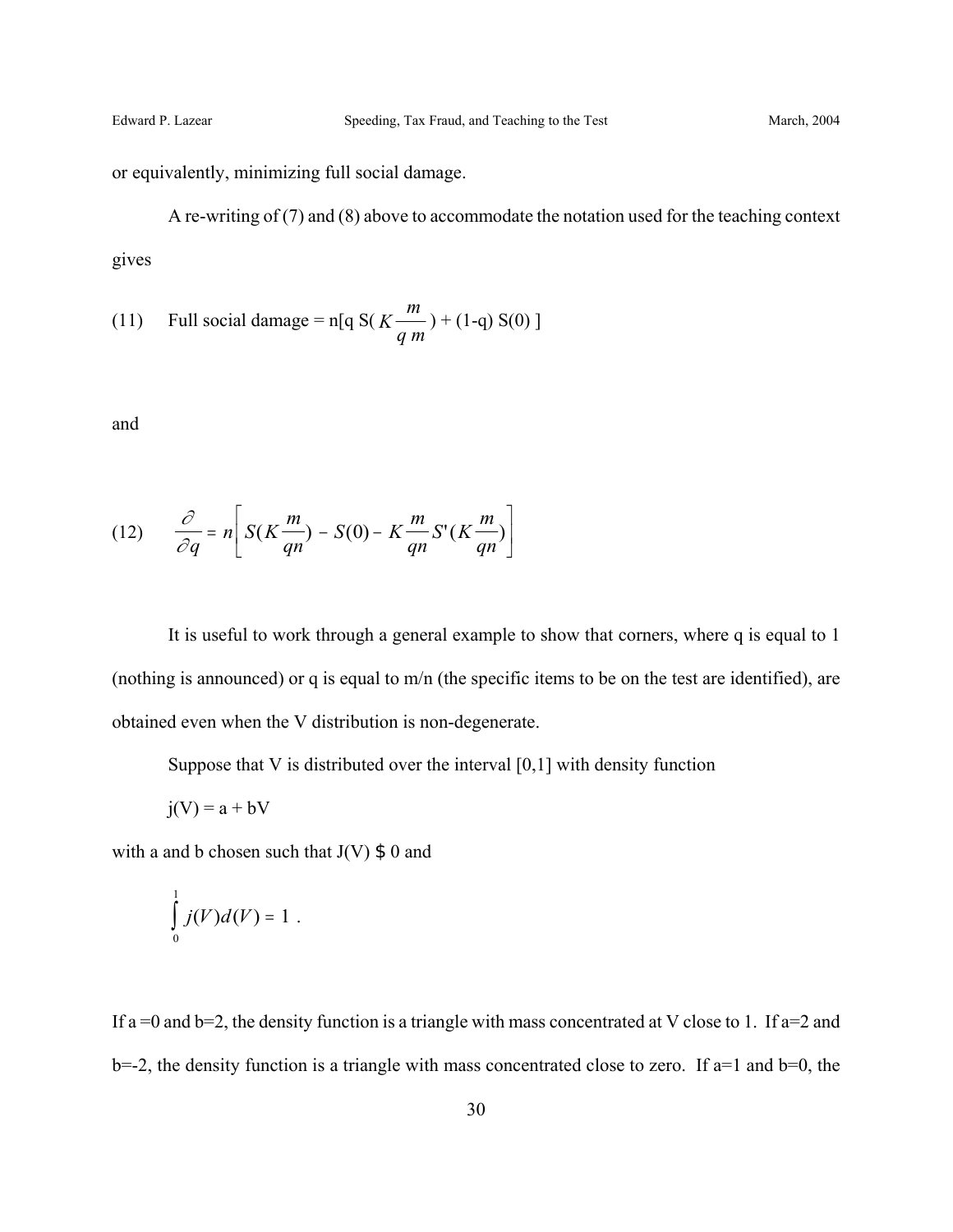or equivalently, minimizing full social damage.

A re-writing of (7) and (8) above to accommodate the notation used for the teaching context gives

(11) Full social damage = $n[q\, S(K\frac{m}{q\, m}) + (1\text{-}q)\, S(0)\, ]$

and

$$(12) \qquad \frac{\partial}{\partial q} = n\left[ S(K\frac{m}{qn}) - S(0) - K\frac{m}{qn} S'(K\frac{m}{qn}) \right]$$

It is useful to work through a general example to show that corners, where q is equal to 1 (nothing is announced) or q is equal to m/n (the specific items to be on the test are identified), are obtained even when the V distribution is non-degenerate.

Suppose that V is distributed over the interval [0,1] with density function

$j(V) = a + bV$

with a and b chosen such that J(V) $ 0 and

$$\int_0^1 j(V)d(V) = 1 \ .$$

If a =0 and b=2, the density function is a triangle with mass concentrated at V close to 1. If a=2 and b=-2, the density function is a triangle with mass concentrated close to zero. If a=1 and b=0, the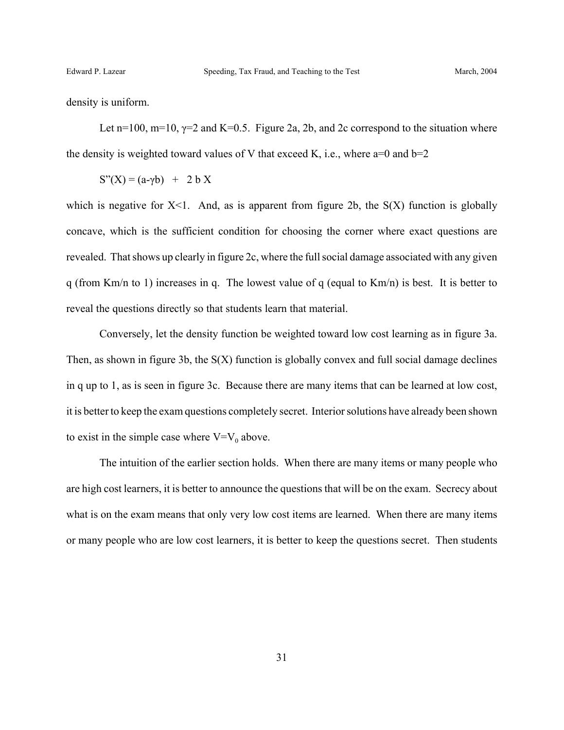density is uniform.

Let $n=100$, $m=10$, $\gamma=2$ and $K=0.5$. Figure 2a, 2b, and 2c correspond to the situation where the density is weighted toward values of V that exceed K, i.e., where $a=0$ and $b=2$

$$S''(X) = (a-\gamma b) \quad + \quad 2 \, b \, X$$

which is negative for $X<1$. And, as is apparent from figure 2b, the $S(X)$ function is globally concave, which is the sufficient condition for choosing the corner where exact questions are revealed. That shows up clearly in figure 2c, where the full social damage associated with any given q (from $Km/n$ to 1) increases in q. The lowest value of q (equal to $Km/n$) is best. It is better to reveal the questions directly so that students learn that material.

Conversely, let the density function be weighted toward low cost learning as in figure 3a. Then, as shown in figure 3b, the $S(X)$ function is globally convex and full social damage declines in q up to 1, as is seen in figure 3c. Because there are many items that can be learned at low cost, it is better to keep the exam questions completely secret. Interior solutions have already been shown to exist in the simple case where $V=V_0$ above.

The intuition of the earlier section holds. When there are many items or many people who are high cost learners, it is better to announce the questions that will be on the exam. Secrecy about what is on the exam means that only very low cost items are learned. When there are many items or many people who are low cost learners, it is better to keep the questions secret. Then students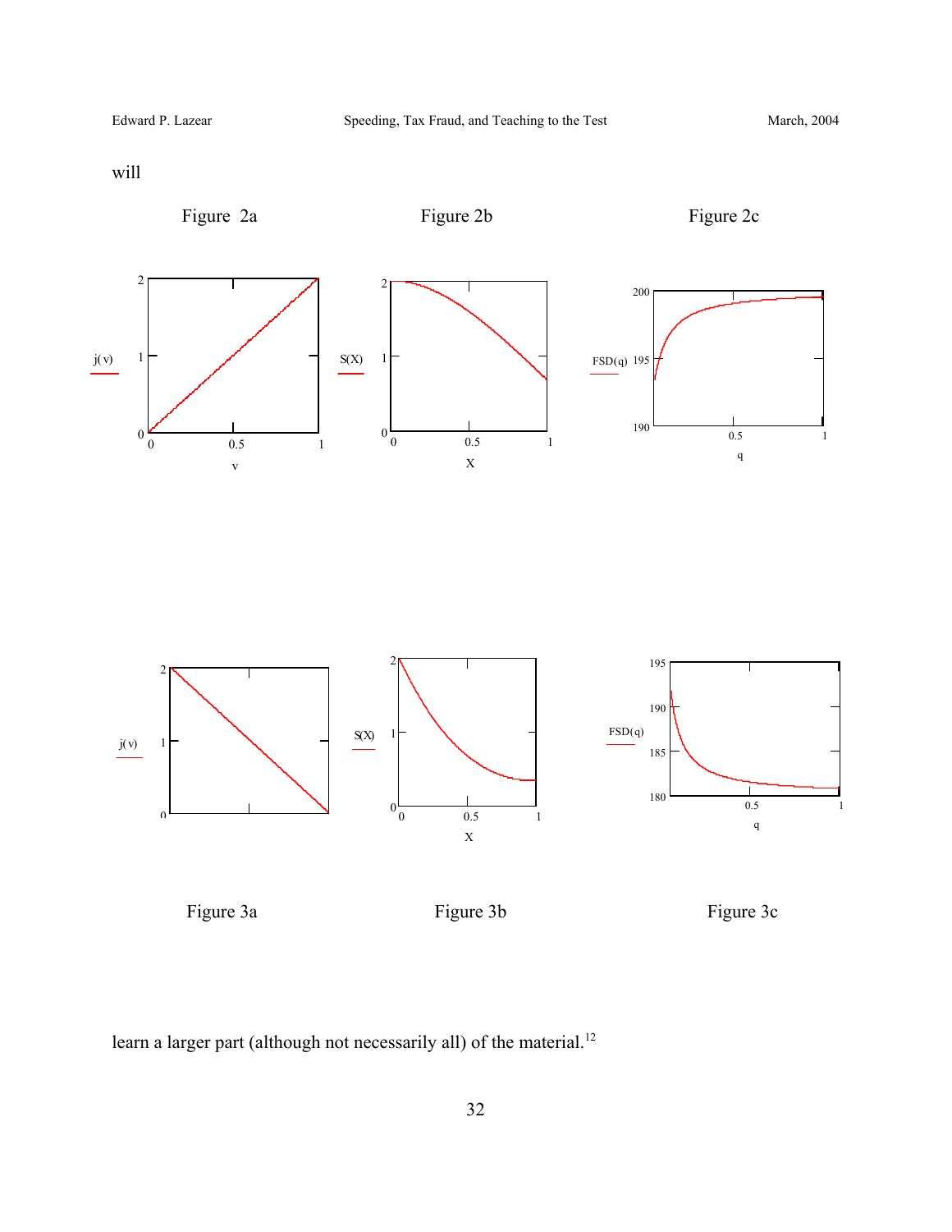will

Figure 2a

Figure 2b

Figure 2c

Figure 3a

Figure 3b

Figure 3c

learn a larger part (although not necessarily all) of the material.[12]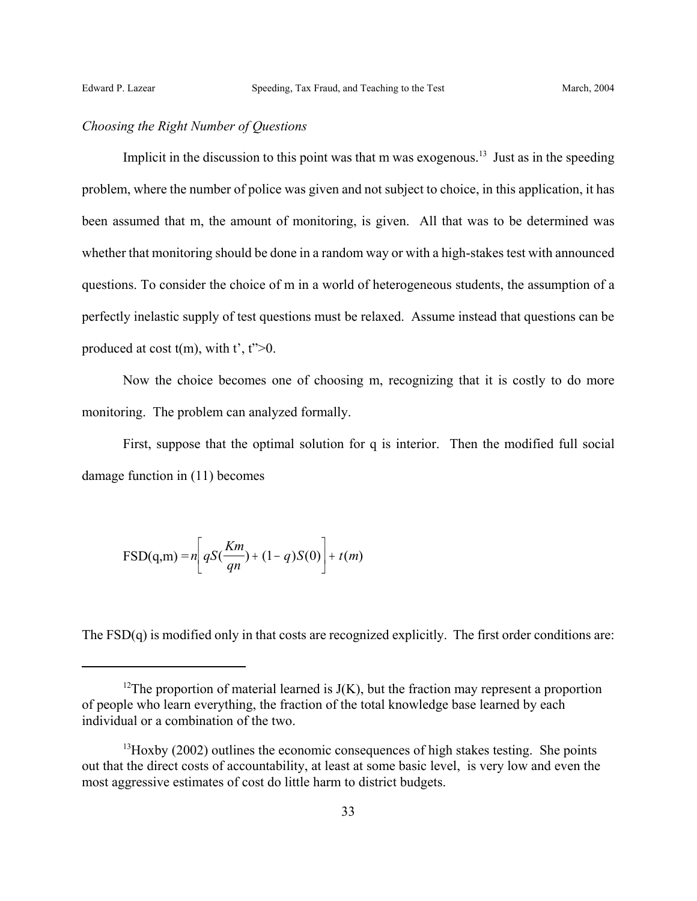*Choosing the Right Number of Questions*

Implicit in the discussion to this point was that m was exogenous.[13] Just as in the speeding problem, where the number of police was given and not subject to choice, in this application, it has been assumed that m, the amount of monitoring, is given. All that was to be determined was whether that monitoring should be done in a random way or with a high-stakes test with announced questions. To consider the choice of m in a world of heterogeneous students, the assumption of a perfectly inelastic supply of test questions must be relaxed. Assume instead that questions can be produced at cost t(m), with t', t">0.

Now the choice becomes one of choosing m, recognizing that it is costly to do more monitoring. The problem can analyzed formally.

First, suppose that the optimal solution for q is interior. Then the modified full social damage function in (11) becomes

$$\text{FSD(q,m)} = n\left[ qS(\frac{Km}{qn}) + (1-q)S(0) \right] + t(m)$$

The FSD(q) is modified only in that costs are recognized explicitly. The first order conditions are:

---

[12]The proportion of material learned is J(K), but the fraction may represent a proportion of people who learn everything, the fraction of the total knowledge base learned by each individual or a combination of the two.

[13]Hoxby (2002) outlines the economic consequences of high stakes testing. She points out that the direct costs of accountability, at least at some basic level, is very low and even the most aggressive estimates of cost do little harm to district budgets.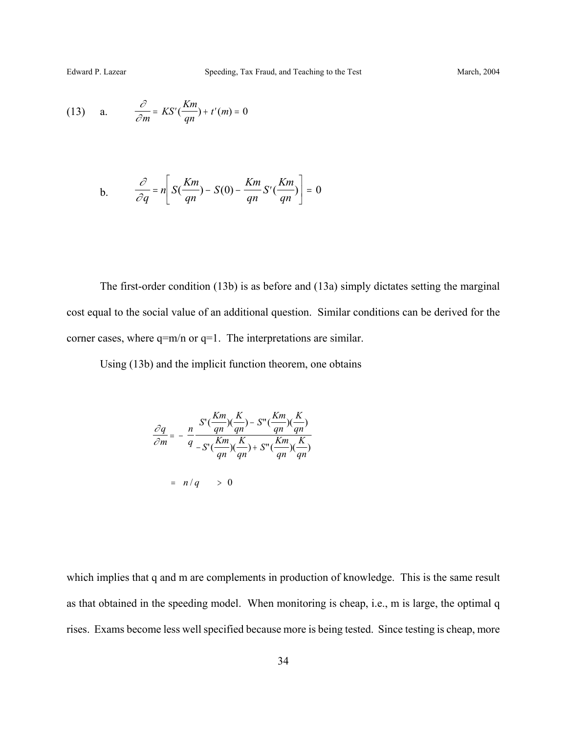(13) a. $$\frac{\partial}{\partial m} = KS'(\frac{Km}{qn}) + t'(m) = 0$$

b. $$\frac{\partial}{\partial q} = n\left[ S(\frac{Km}{qn}) - S(0) - \frac{Km}{qn} S'(\frac{Km}{qn}) \right] = 0$$

The first-order condition (13b) is as before and (13a) simply dictates setting the marginal cost equal to the social value of an additional question. Similar conditions can be derived for the corner cases, where q=m/n or q=1. The interpretations are similar.

Using (13b) and the implicit function theorem, one obtains

$$\frac{\partial q}{\partial m} = -\frac{n}{q} \frac{S'(\frac{Km}{qn})(\frac{K}{qn}) - S''(\frac{Km}{qn})(\frac{K}{qn})}{-S'(\frac{Km}{qn})(\frac{K}{qn}) + S''(\frac{Km}{qn})(\frac{K}{qn})}$$

$$= n/q \quad > 0$$

which implies that q and m are complements in production of knowledge. This is the same result as that obtained in the speeding model. When monitoring is cheap, i.e., m is large, the optimal q rises. Exams become less well specified because more is being tested. Since testing is cheap, more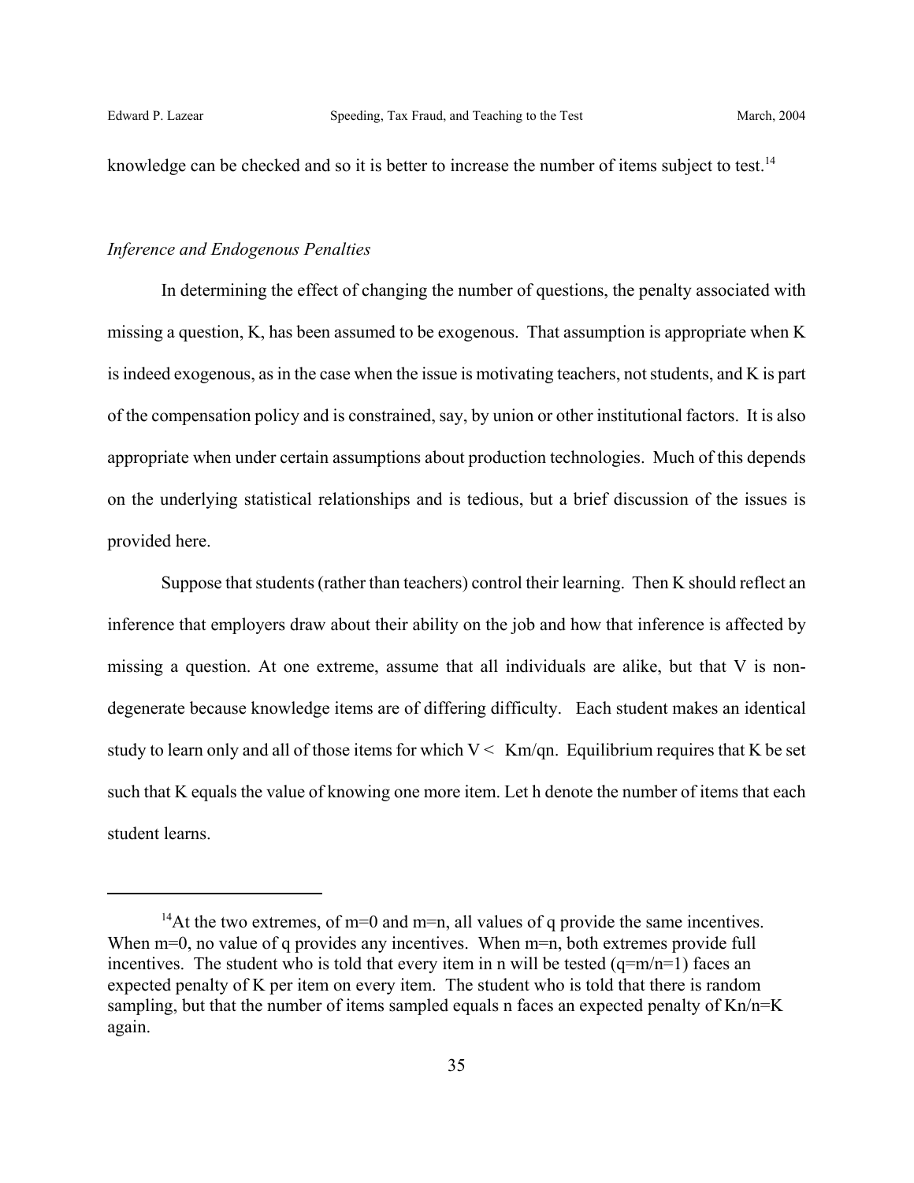knowledge can be checked and so it is better to increase the number of items subject to test.[14]

*Inference and Endogenous Penalties*

In determining the effect of changing the number of questions, the penalty associated with missing a question, K, has been assumed to be exogenous. That assumption is appropriate when K is indeed exogenous, as in the case when the issue is motivating teachers, not students, and K is part of the compensation policy and is constrained, say, by union or other institutional factors. It is also appropriate when under certain assumptions about production technologies. Much of this depends on the underlying statistical relationships and is tedious, but a brief discussion of the issues is provided here.

Suppose that students (rather than teachers) control their learning. Then K should reflect an inference that employers draw about their ability on the job and how that inference is affected by missing a question. At one extreme, assume that all individuals are alike, but that V is non-degenerate because knowledge items are of differing difficulty. Each student makes an identical study to learn only and all of those items for which $V < Km/qn$. Equilibrium requires that K be set such that K equals the value of knowing one more item. Let h denote the number of items that each student learns.

[14]At the two extremes, of $m=0$ and $m=n$, all values of q provide the same incentives. When $m=0$, no value of q provides any incentives. When $m=n$, both extremes provide full incentives. The student who is told that every item in n will be tested ($q=m/n=1$) faces an expected penalty of K per item on every item. The student who is told that there is random sampling, but that the number of items sampled equals n faces an expected penalty of $Kn/n=K$ again.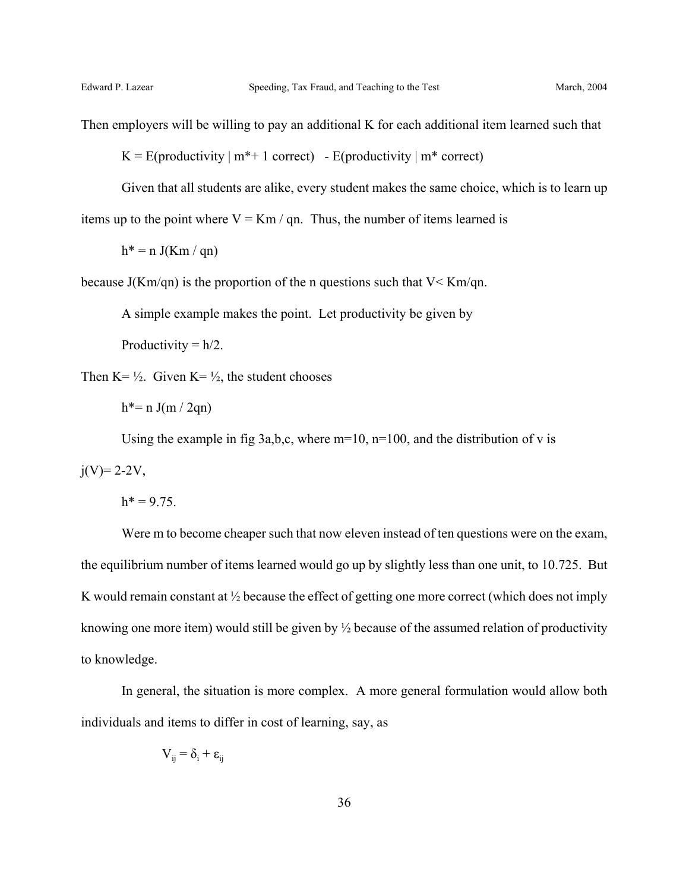Then employers will be willing to pay an additional K for each additional item learned such that

$$K = E(\text{productivity} \mid m^*+ 1 \text{ correct}) \quad - E(\text{productivity} \mid m^* \text{ correct})$$

Given that all students are alike, every student makes the same choice, which is to learn up items up to the point where $V = Km / qn$. Thus, the number of items learned is

$$h^* = n\, J(Km / qn)$$

because $J(Km/qn)$ is the proportion of the n questions such that $V < Km/qn$.

A simple example makes the point. Let productivity be given by

$$\text{Productivity} = h/2.$$

Then $K = ½$. Given $K = ½$, the student chooses

$$h^* = n\, J(m / 2qn)$$

Using the example in fig 3a,b,c, where $m=10$, $n=100$, and the distribution of v is $j(V) = 2-2V$,

$$h^* = 9.75.$$

Were m to become cheaper such that now eleven instead of ten questions were on the exam, the equilibrium number of items learned would go up by slightly less than one unit, to 10.725. But K would remain constant at ½ because the effect of getting one more correct (which does not imply knowing one more item) would still be given by ½ because of the assumed relation of productivity to knowledge.

In general, the situation is more complex. A more general formulation would allow both individuals and items to differ in cost of learning, say, as

$$V_{ij} = \delta_i + \varepsilon_{ij}$$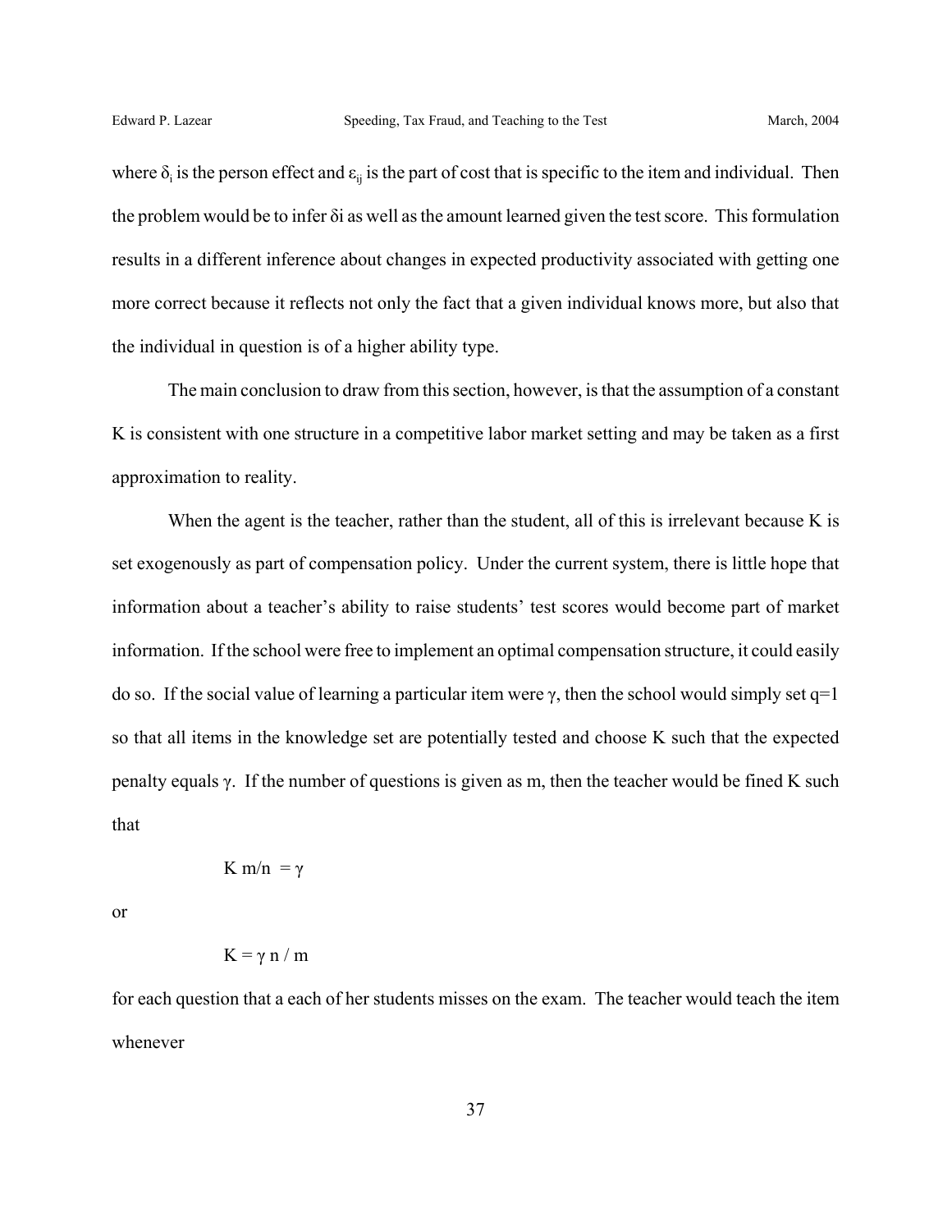where $\delta_i$ is the person effect and $\varepsilon_{ij}$ is the part of cost that is specific to the item and individual. Then the problem would be to infer $\delta i$ as well as the amount learned given the test score. This formulation results in a different inference about changes in expected productivity associated with getting one more correct because it reflects not only the fact that a given individual knows more, but also that the individual in question is of a higher ability type.

The main conclusion to draw from this section, however, is that the assumption of a constant K is consistent with one structure in a competitive labor market setting and may be taken as a first approximation to reality.

When the agent is the teacher, rather than the student, all of this is irrelevant because K is set exogenously as part of compensation policy. Under the current system, there is little hope that information about a teacher's ability to raise students' test scores would become part of market information. If the school were free to implement an optimal compensation structure, it could easily do so. If the social value of learning a particular item were $\gamma$, then the school would simply set $q=1$ so that all items in the knowledge set are potentially tested and choose K such that the expected penalty equals $\gamma$. If the number of questions is given as m, then the teacher would be fined K such that

$$K\, m/n = \gamma$$

or

$$K = \gamma\, n / m$$

for each question that a each of her students misses on the exam. The teacher would teach the item whenever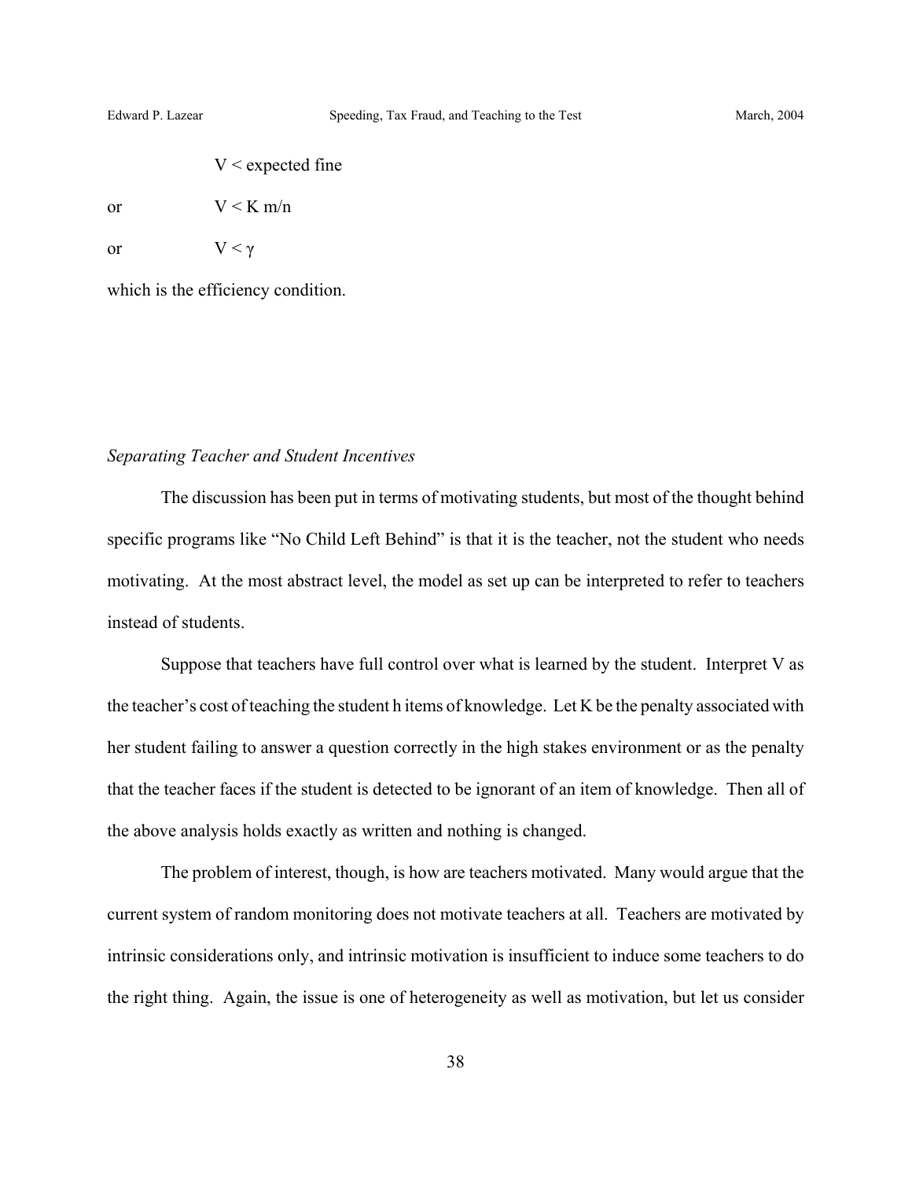$$V < \text{expected fine}$$

or $$V < K\, m/n$$

or $$V < \gamma$$

which is the efficiency condition.

*Separating Teacher and Student Incentives*

The discussion has been put in terms of motivating students, but most of the thought behind specific programs like "No Child Left Behind" is that it is the teacher, not the student who needs motivating. At the most abstract level, the model as set up can be interpreted to refer to teachers instead of students.

Suppose that teachers have full control over what is learned by the student. Interpret V as the teacher's cost of teaching the student h items of knowledge. Let K be the penalty associated with her student failing to answer a question correctly in the high stakes environment or as the penalty that the teacher faces if the student is detected to be ignorant of an item of knowledge. Then all of the above analysis holds exactly as written and nothing is changed.

The problem of interest, though, is how are teachers motivated. Many would argue that the current system of random monitoring does not motivate teachers at all. Teachers are motivated by intrinsic considerations only, and intrinsic motivation is insufficient to induce some teachers to do the right thing. Again, the issue is one of heterogeneity as well as motivation, but let us consider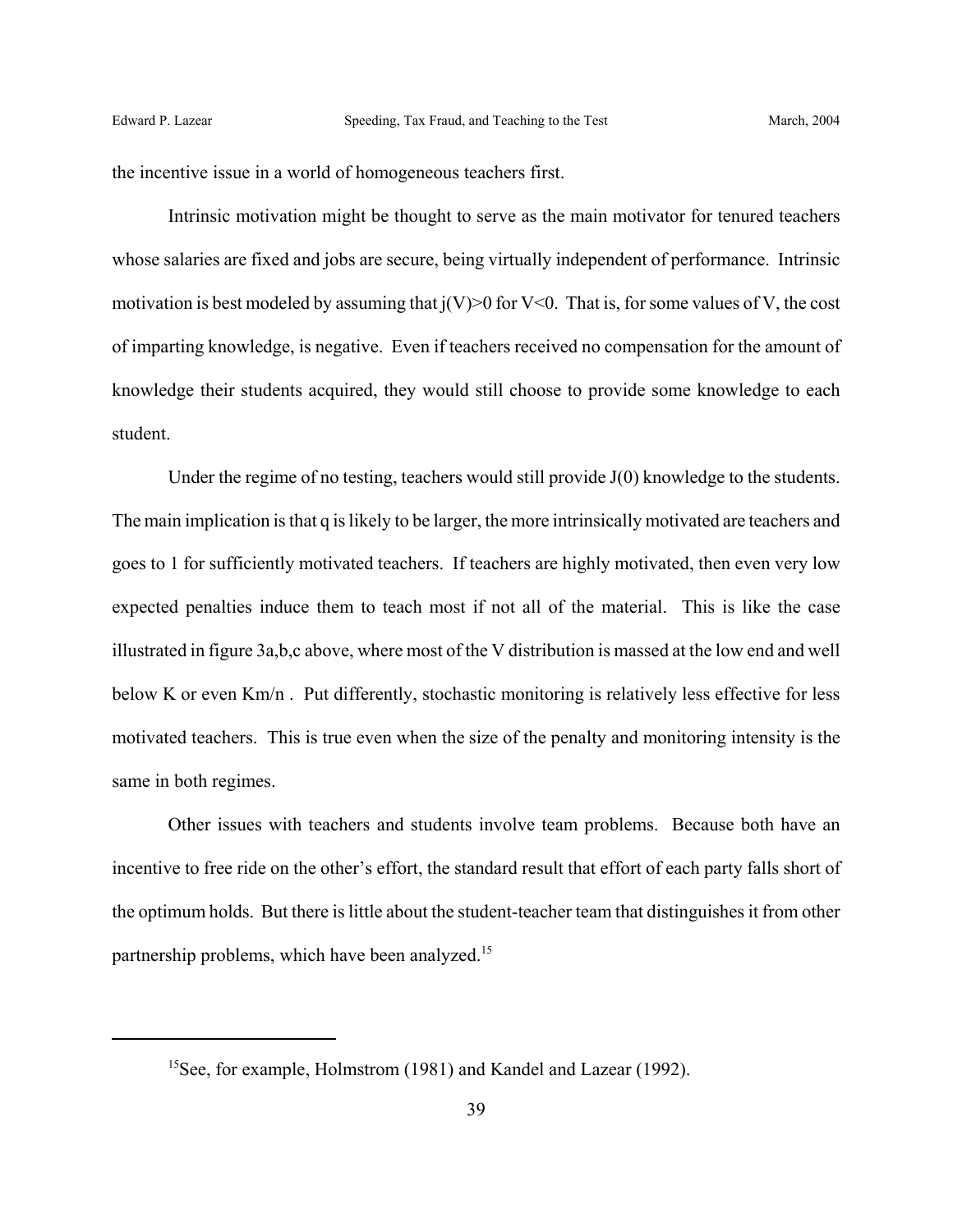the incentive issue in a world of homogeneous teachers first.

Intrinsic motivation might be thought to serve as the main motivator for tenured teachers whose salaries are fixed and jobs are secure, being virtually independent of performance. Intrinsic motivation is best modeled by assuming that $j(V)>0$ for $V<0$. That is, for some values of V, the cost of imparting knowledge, is negative. Even if teachers received no compensation for the amount of knowledge their students acquired, they would still choose to provide some knowledge to each student.

Under the regime of no testing, teachers would still provide $J(0)$ knowledge to the students. The main implication is that q is likely to be larger, the more intrinsically motivated are teachers and goes to 1 for sufficiently motivated teachers. If teachers are highly motivated, then even very low expected penalties induce them to teach most if not all of the material. This is like the case illustrated in figure 3a,b,c above, where most of the V distribution is massed at the low end and well below K or even $Km/n$ . Put differently, stochastic monitoring is relatively less effective for less motivated teachers. This is true even when the size of the penalty and monitoring intensity is the same in both regimes.

Other issues with teachers and students involve team problems. Because both have an incentive to free ride on the other's effort, the standard result that effort of each party falls short of the optimum holds. But there is little about the student-teacher team that distinguishes it from other partnership problems, which have been analyzed.[15]

---

[15]See, for example, Holmstrom (1981) and Kandel and Lazear (1992).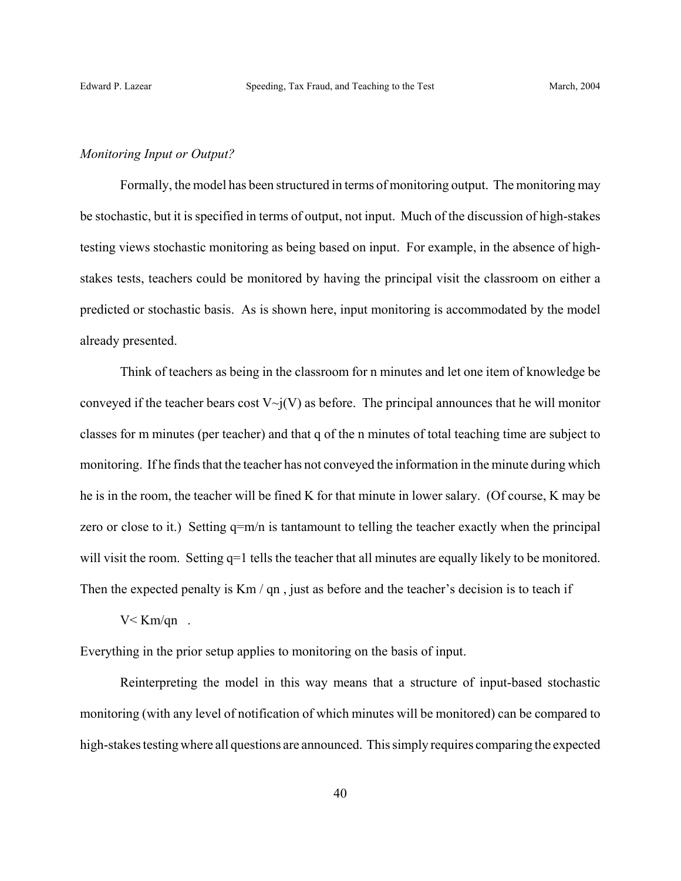*Monitoring Input or Output?*

Formally, the model has been structured in terms of monitoring output. The monitoring may be stochastic, but it is specified in terms of output, not input. Much of the discussion of high-stakes testing views stochastic monitoring as being based on input. For example, in the absence of high-stakes tests, teachers could be monitored by having the principal visit the classroom on either a predicted or stochastic basis. As is shown here, input monitoring is accommodated by the model already presented.

Think of teachers as being in the classroom for n minutes and let one item of knowledge be conveyed if the teacher bears cost $V \sim j(V)$ as before. The principal announces that he will monitor classes for m minutes (per teacher) and that q of the n minutes of total teaching time are subject to monitoring. If he finds that the teacher has not conveyed the information in the minute during which he is in the room, the teacher will be fined K for that minute in lower salary. (Of course, K may be zero or close to it.) Setting $q=m/n$ is tantamount to telling the teacher exactly when the principal will visit the room. Setting $q=1$ tells the teacher that all minutes are equally likely to be monitored. Then the expected penalty is $Km / qn$, just as before and the teacher's decision is to teach if

$$V < Km/qn \quad .$$

Everything in the prior setup applies to monitoring on the basis of input.

Reinterpreting the model in this way means that a structure of input-based stochastic monitoring (with any level of notification of which minutes will be monitored) can be compared to high-stakes testing where all questions are announced. This simply requires comparing the expected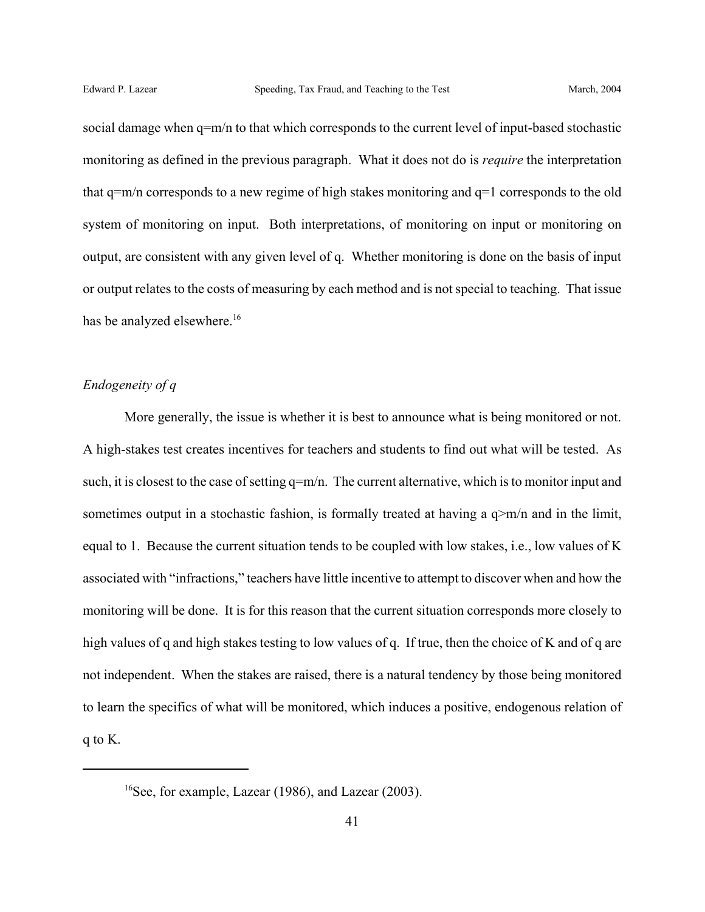social damage when $q=m/n$ to that which corresponds to the current level of input-based stochastic monitoring as defined in the previous paragraph. What it does not do is *require* the interpretation that $q=m/n$ corresponds to a new regime of high stakes monitoring and $q=1$ corresponds to the old system of monitoring on input. Both interpretations, of monitoring on input or monitoring on output, are consistent with any given level of q. Whether monitoring is done on the basis of input or output relates to the costs of measuring by each method and is not special to teaching. That issue has be analyzed elsewhere.[16]

*Endogeneity of q*

More generally, the issue is whether it is best to announce what is being monitored or not. A high-stakes test creates incentives for teachers and students to find out what will be tested. As such, it is closest to the case of setting $q=m/n$. The current alternative, which is to monitor input and sometimes output in a stochastic fashion, is formally treated at having a $q>m/n$ and in the limit, equal to 1. Because the current situation tends to be coupled with low stakes, i.e., low values of K associated with "infractions," teachers have little incentive to attempt to discover when and how the monitoring will be done. It is for this reason that the current situation corresponds more closely to high values of q and high stakes testing to low values of q. If true, then the choice of K and of q are not independent. When the stakes are raised, there is a natural tendency by those being monitored to learn the specifics of what will be monitored, which induces a positive, endogenous relation of q to K.

---

[16] See, for example, Lazear (1986), and Lazear (2003).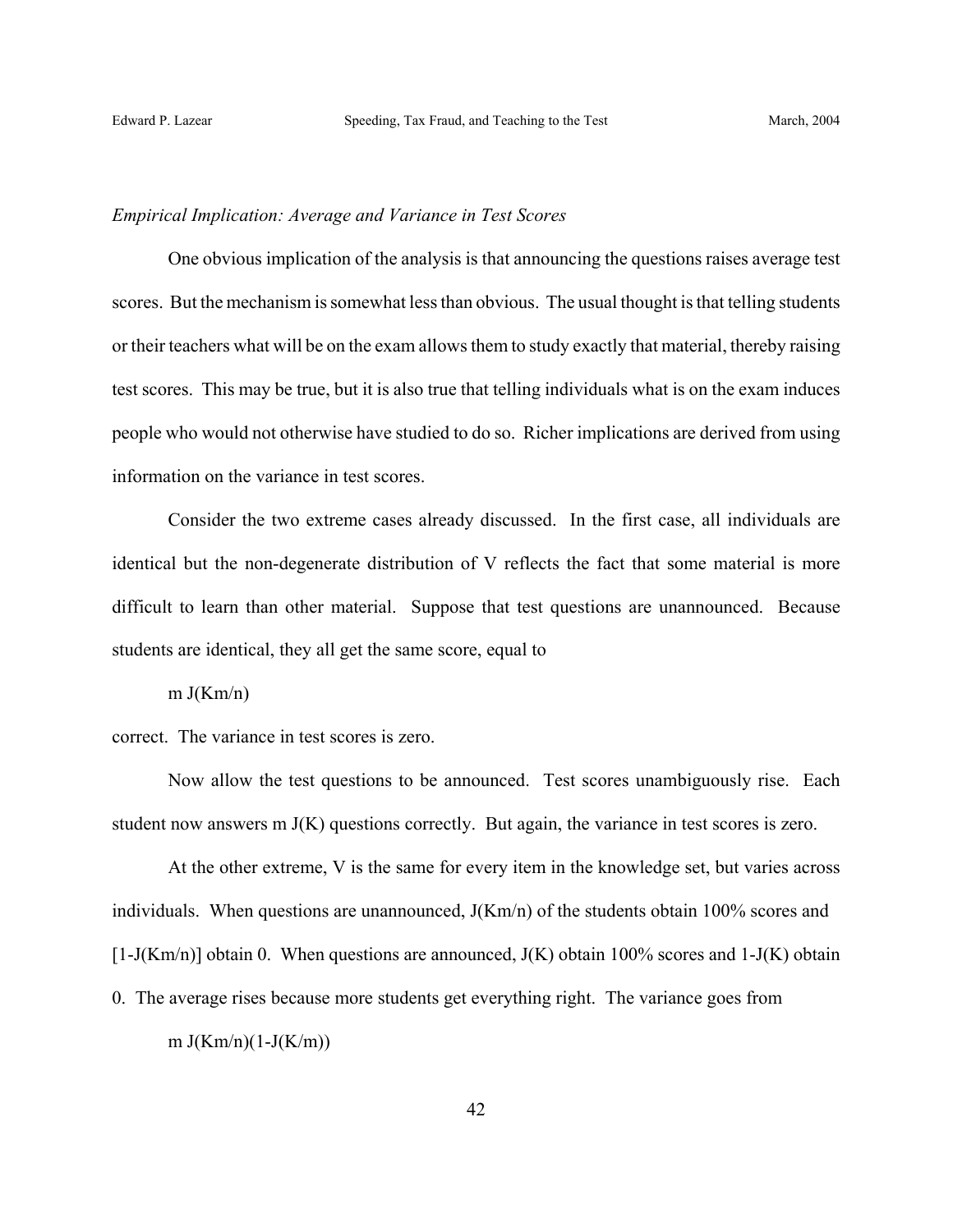*Empirical Implication: Average and Variance in Test Scores*

One obvious implication of the analysis is that announcing the questions raises average test scores. But the mechanism is somewhat less than obvious. The usual thought is that telling students or their teachers what will be on the exam allows them to study exactly that material, thereby raising test scores. This may be true, but it is also true that telling individuals what is on the exam induces people who would not otherwise have studied to do so. Richer implications are derived from using information on the variance in test scores.

Consider the two extreme cases already discussed. In the first case, all individuals are identical but the non-degenerate distribution of V reflects the fact that some material is more difficult to learn than other material. Suppose that test questions are unannounced. Because students are identical, they all get the same score, equal to

$$m\,J(Km/n)$$

correct. The variance in test scores is zero.

Now allow the test questions to be announced. Test scores unambiguously rise. Each student now answers $m\,J(K)$ questions correctly. But again, the variance in test scores is zero.

At the other extreme, V is the same for every item in the knowledge set, but varies across individuals. When questions are unannounced, $J(Km/n)$ of the students obtain 100% scores and $[1-J(Km/n)]$ obtain 0. When questions are announced, $J(K)$ obtain 100% scores and $1-J(K)$ obtain 0. The average rises because more students get everything right. The variance goes from

$$m\,J(Km/n)(1-J(K/m))$$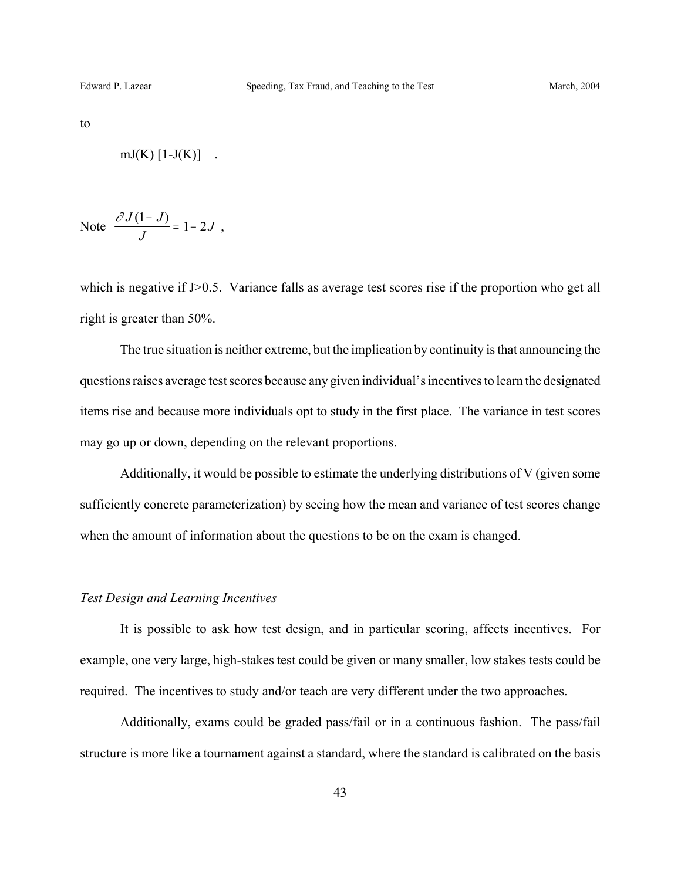to

$$mJ(K)\,[1-J(K)] \quad .$$

Note $\dfrac{\partial J(1-J)}{J} = 1-2J$ ,

which is negative if J>0.5. Variance falls as average test scores rise if the proportion who get all right is greater than 50%.

The true situation is neither extreme, but the implication by continuity is that announcing the questions raises average test scores because any given individual's incentives to learn the designated items rise and because more individuals opt to study in the first place. The variance in test scores may go up or down, depending on the relevant proportions.

Additionally, it would be possible to estimate the underlying distributions of V (given some sufficiently concrete parameterization) by seeing how the mean and variance of test scores change when the amount of information about the questions to be on the exam is changed.

### *Test Design and Learning Incentives*

It is possible to ask how test design, and in particular scoring, affects incentives. For example, one very large, high-stakes test could be given or many smaller, low stakes tests could be required. The incentives to study and/or teach are very different under the two approaches.

Additionally, exams could be graded pass/fail or in a continuous fashion. The pass/fail structure is more like a tournament against a standard, where the standard is calibrated on the basis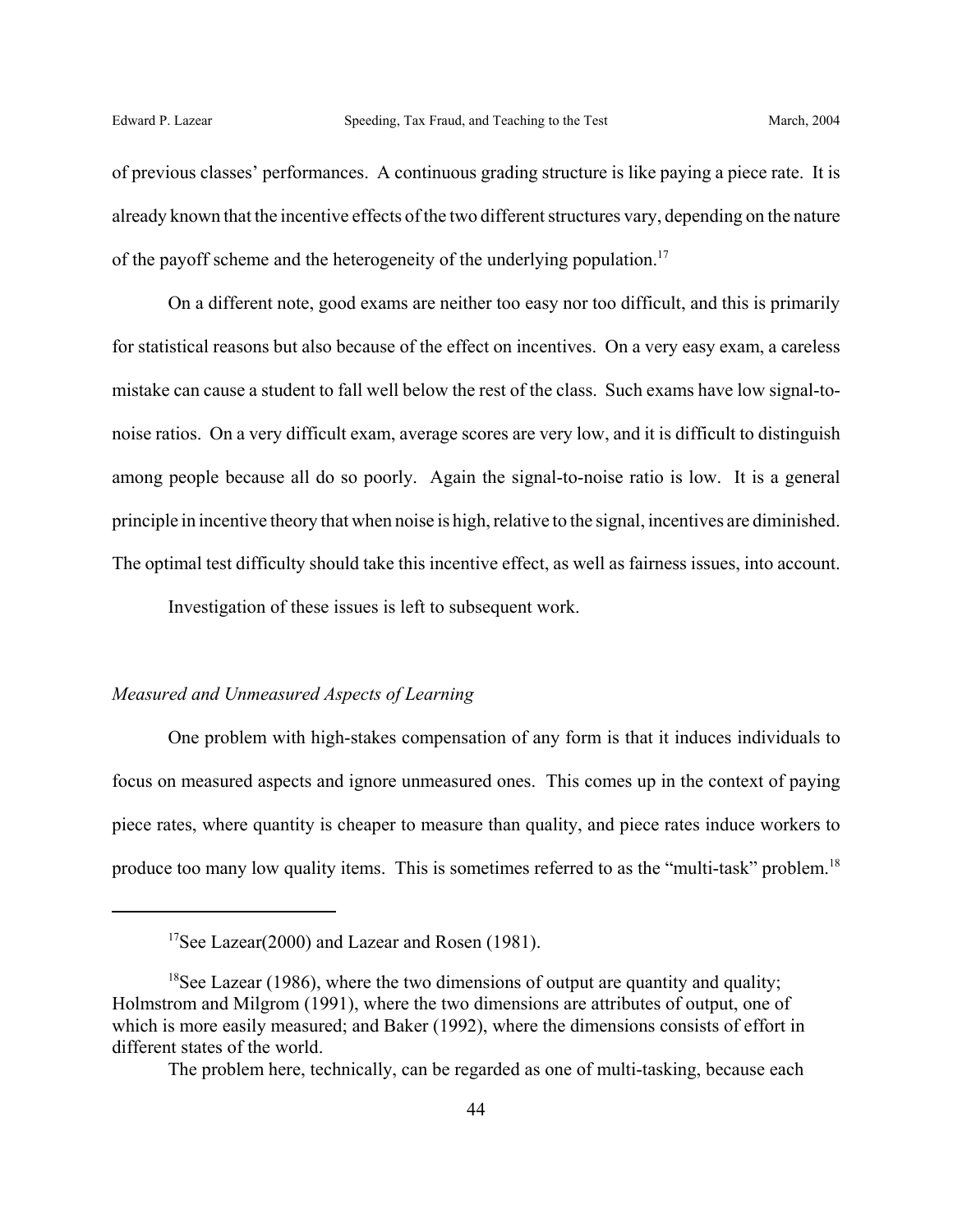of previous classes' performances. A continuous grading structure is like paying a piece rate. It is already known that the incentive effects of the two different structures vary, depending on the nature of the payoff scheme and the heterogeneity of the underlying population.[17]

On a different note, good exams are neither too easy nor too difficult, and this is primarily for statistical reasons but also because of the effect on incentives. On a very easy exam, a careless mistake can cause a student to fall well below the rest of the class. Such exams have low signal-to-noise ratios. On a very difficult exam, average scores are very low, and it is difficult to distinguish among people because all do so poorly. Again the signal-to-noise ratio is low. It is a general principle in incentive theory that when noise is high, relative to the signal, incentives are diminished. The optimal test difficulty should take this incentive effect, as well as fairness issues, into account.

Investigation of these issues is left to subsequent work.

*Measured and Unmeasured Aspects of Learning*

One problem with high-stakes compensation of any form is that it induces individuals to focus on measured aspects and ignore unmeasured ones. This comes up in the context of paying piece rates, where quantity is cheaper to measure than quality, and piece rates induce workers to produce too many low quality items. This is sometimes referred to as the "multi-task" problem.[18]

---

[17] See Lazear(2000) and Lazear and Rosen (1981).

[18] See Lazear (1986), where the two dimensions of output are quantity and quality; Holmstrom and Milgrom (1991), where the two dimensions are attributes of output, one of which is more easily measured; and Baker (1992), where the dimensions consists of effort in different states of the world.

The problem here, technically, can be regarded as one of multi-tasking, because each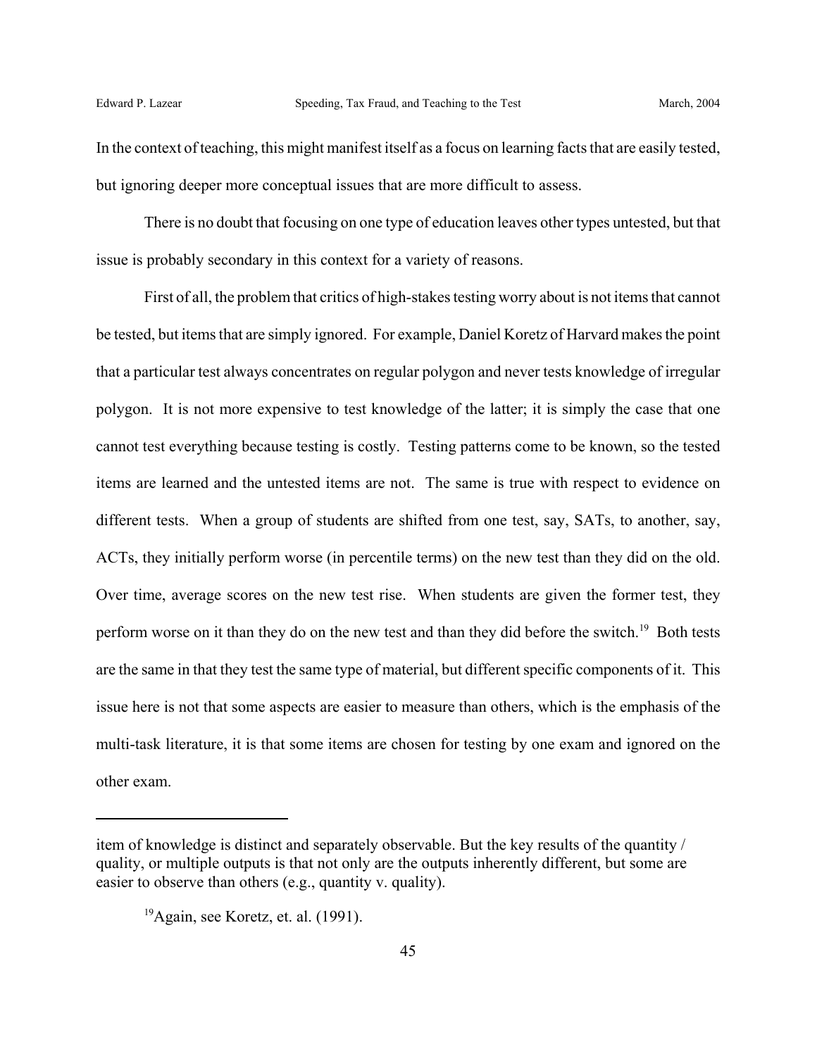In the context of teaching, this might manifest itself as a focus on learning facts that are easily tested, but ignoring deeper more conceptual issues that are more difficult to assess.

There is no doubt that focusing on one type of education leaves other types untested, but that issue is probably secondary in this context for a variety of reasons.

First of all, the problem that critics of high-stakes testing worry about is not items that cannot be tested, but items that are simply ignored. For example, Daniel Koretz of Harvard makes the point that a particular test always concentrates on regular polygon and never tests knowledge of irregular polygon. It is not more expensive to test knowledge of the latter; it is simply the case that one cannot test everything because testing is costly. Testing patterns come to be known, so the tested items are learned and the untested items are not. The same is true with respect to evidence on different tests. When a group of students are shifted from one test, say, SATs, to another, say, ACTs, they initially perform worse (in percentile terms) on the new test than they did on the old. Over time, average scores on the new test rise. When students are given the former test, they perform worse on it than they do on the new test and than they did before the switch.[19] Both tests are the same in that they test the same type of material, but different specific components of it. This issue here is not that some aspects are easier to measure than others, which is the emphasis of the multi-task literature, it is that some items are chosen for testing by one exam and ignored on the other exam.

---

item of knowledge is distinct and separately observable. But the key results of the quantity / quality, or multiple outputs is that not only are the outputs inherently different, but some are easier to observe than others (e.g., quantity v. quality).

[19] Again, see Koretz, et. al. (1991).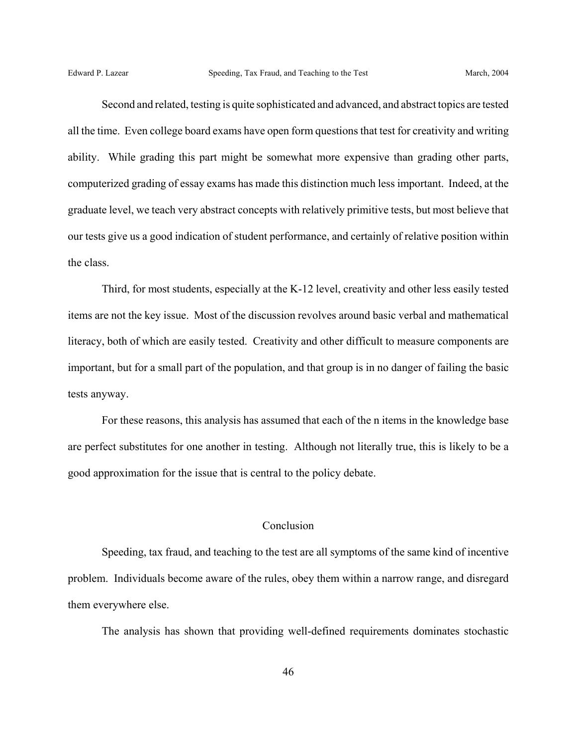Second and related, testing is quite sophisticated and advanced, and abstract topics are tested all the time. Even college board exams have open form questions that test for creativity and writing ability. While grading this part might be somewhat more expensive than grading other parts, computerized grading of essay exams has made this distinction much less important. Indeed, at the graduate level, we teach very abstract concepts with relatively primitive tests, but most believe that our tests give us a good indication of student performance, and certainly of relative position within the class.

Third, for most students, especially at the K-12 level, creativity and other less easily tested items are not the key issue. Most of the discussion revolves around basic verbal and mathematical literacy, both of which are easily tested. Creativity and other difficult to measure components are important, but for a small part of the population, and that group is in no danger of failing the basic tests anyway.

For these reasons, this analysis has assumed that each of the n items in the knowledge base are perfect substitutes for one another in testing. Although not literally true, this is likely to be a good approximation for the issue that is central to the policy debate.

## Conclusion

Speeding, tax fraud, and teaching to the test are all symptoms of the same kind of incentive problem. Individuals become aware of the rules, obey them within a narrow range, and disregard them everywhere else.

The analysis has shown that providing well-defined requirements dominates stochastic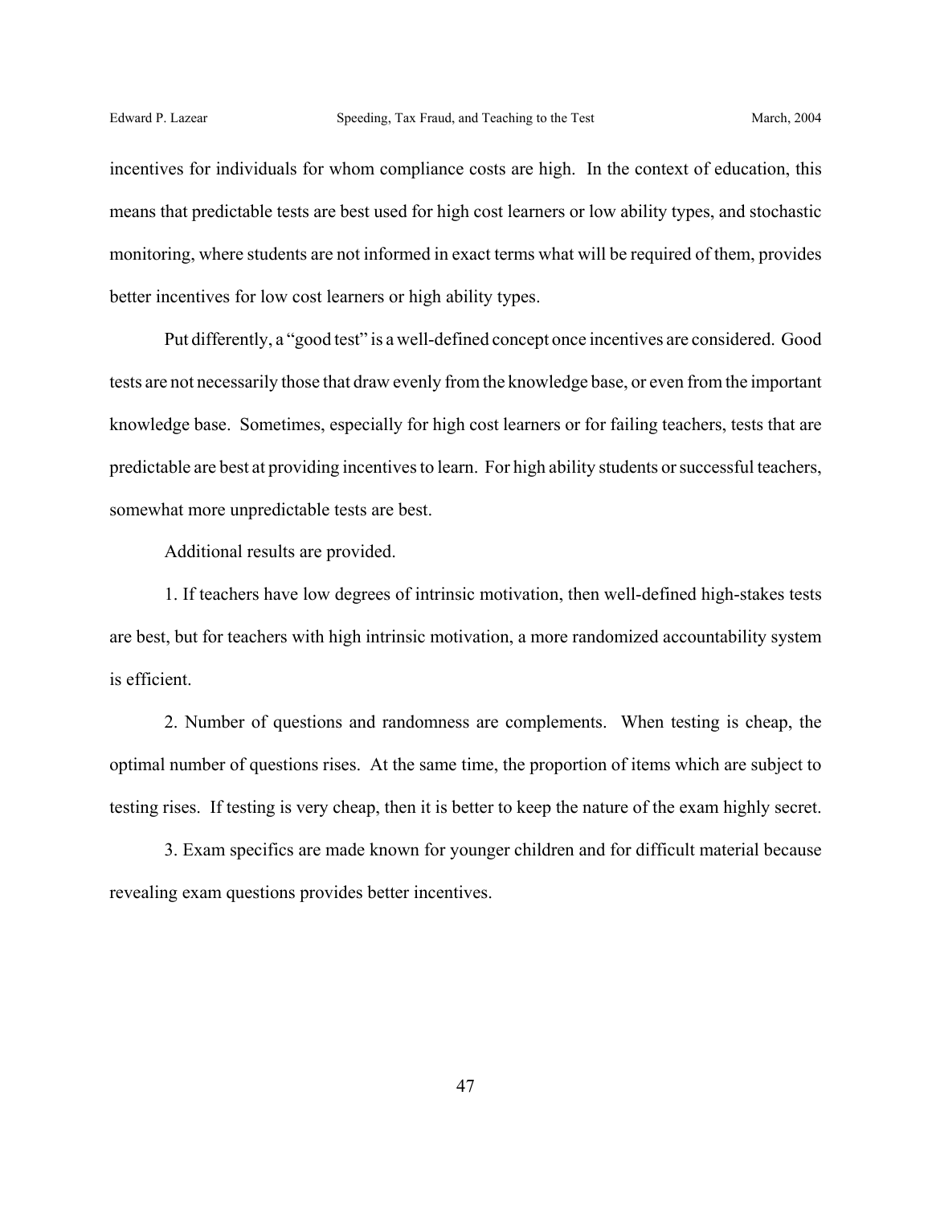incentives for individuals for whom compliance costs are high. In the context of education, this means that predictable tests are best used for high cost learners or low ability types, and stochastic monitoring, where students are not informed in exact terms what will be required of them, provides better incentives for low cost learners or high ability types.

Put differently, a "good test" is a well-defined concept once incentives are considered. Good tests are not necessarily those that draw evenly from the knowledge base, or even from the important knowledge base. Sometimes, especially for high cost learners or for failing teachers, tests that are predictable are best at providing incentives to learn. For high ability students or successful teachers, somewhat more unpredictable tests are best.

Additional results are provided.

1. If teachers have low degrees of intrinsic motivation, then well-defined high-stakes tests are best, but for teachers with high intrinsic motivation, a more randomized accountability system is efficient.

2. Number of questions and randomness are complements. When testing is cheap, the optimal number of questions rises. At the same time, the proportion of items which are subject to testing rises. If testing is very cheap, then it is better to keep the nature of the exam highly secret.

3. Exam specifics are made known for younger children and for difficult material because revealing exam questions provides better incentives.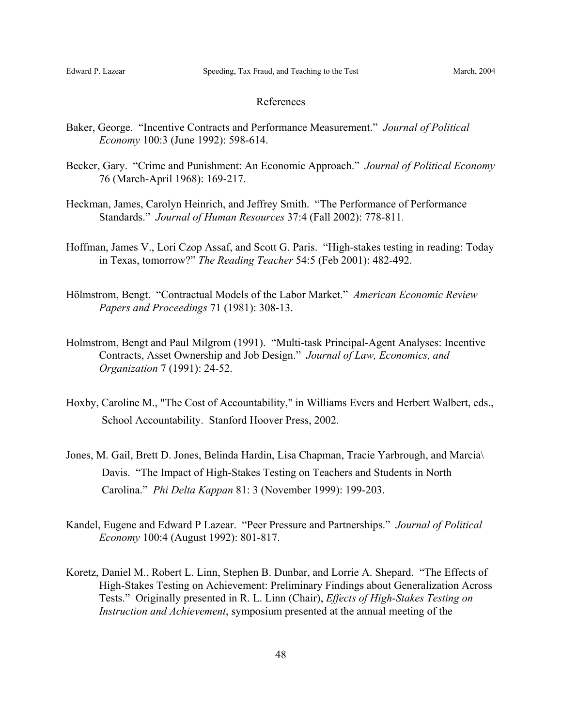## References

Baker, George. "Incentive Contracts and Performance Measurement." *Journal of Political Economy* 100:3 (June 1992): 598-614.

Becker, Gary. "Crime and Punishment: An Economic Approach." *Journal of Political Economy* 76 (March-April 1968): 169-217.

Heckman, James, Carolyn Heinrich, and Jeffrey Smith. "The Performance of Performance Standards." *Journal of Human Resources* 37:4 (Fall 2002): 778-811.

Hoffman, James V., Lori Czop Assaf, and Scott G. Paris. "High-stakes testing in reading: Today in Texas, tomorrow?" *The Reading Teacher* 54:5 (Feb 2001): 482-492.

Hölmstrom, Bengt. "Contractual Models of the Labor Market." *American Economic Review Papers and Proceedings* 71 (1981): 308-13.

Holmstrom, Bengt and Paul Milgrom (1991). "Multi-task Principal-Agent Analyses: Incentive Contracts, Asset Ownership and Job Design." *Journal of Law, Economics, and Organization* 7 (1991): 24-52.

Hoxby, Caroline M., "The Cost of Accountability," in Williams Evers and Herbert Walbert, eds., School Accountability. Stanford Hoover Press, 2002.

Jones, M. Gail, Brett D. Jones, Belinda Hardin, Lisa Chapman, Tracie Yarbrough, and Marcia\ Davis. "The Impact of High-Stakes Testing on Teachers and Students in North Carolina." *Phi Delta Kappan* 81: 3 (November 1999): 199-203.

Kandel, Eugene and Edward P Lazear. "Peer Pressure and Partnerships." *Journal of Political Economy* 100:4 (August 1992): 801-817.

Koretz, Daniel M., Robert L. Linn, Stephen B. Dunbar, and Lorrie A. Shepard. "The Effects of High-Stakes Testing on Achievement: Preliminary Findings about Generalization Across Tests." Originally presented in R. L. Linn (Chair), *Effects of High-Stakes Testing on Instruction and Achievement*, symposium presented at the annual meeting of the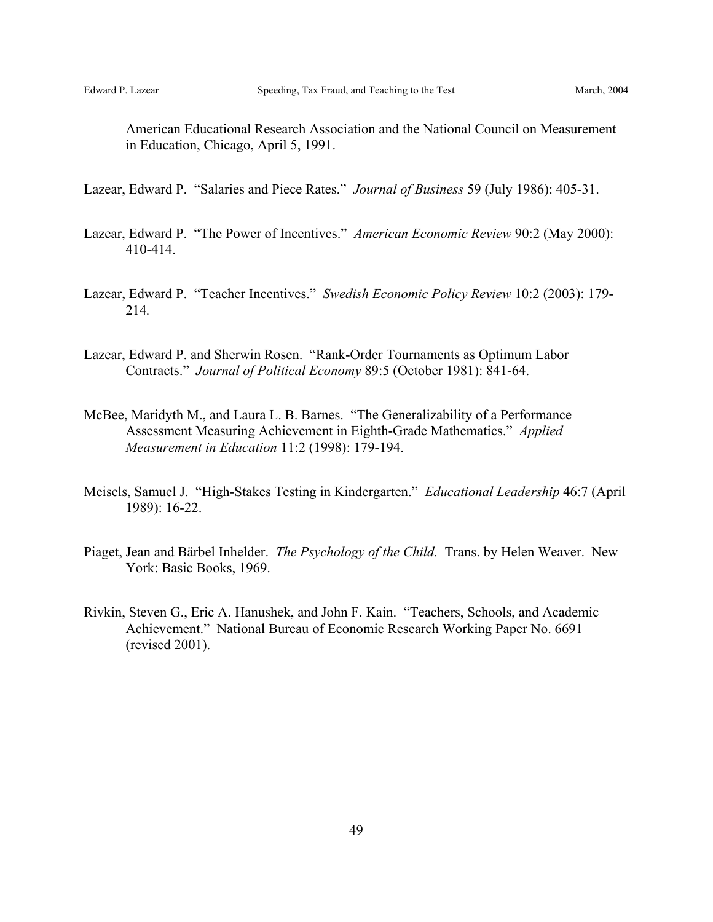American Educational Research Association and the National Council on Measurement in Education, Chicago, April 5, 1991.

Lazear, Edward P. "Salaries and Piece Rates." *Journal of Business* 59 (July 1986): 405-31.

Lazear, Edward P. "The Power of Incentives." *American Economic Review* 90:2 (May 2000): 410-414.

Lazear, Edward P. "Teacher Incentives." *Swedish Economic Policy Review* 10:2 (2003): 179-214.

Lazear, Edward P. and Sherwin Rosen. "Rank-Order Tournaments as Optimum Labor Contracts." *Journal of Political Economy* 89:5 (October 1981): 841-64.

McBee, Maridyth M., and Laura L. B. Barnes. "The Generalizability of a Performance Assessment Measuring Achievement in Eighth-Grade Mathematics." *Applied Measurement in Education* 11:2 (1998): 179-194.

Meisels, Samuel J. "High-Stakes Testing in Kindergarten." *Educational Leadership* 46:7 (April 1989): 16-22.

Piaget, Jean and Bärbel Inhelder. *The Psychology of the Child.* Trans. by Helen Weaver. New York: Basic Books, 1969.

Rivkin, Steven G., Eric A. Hanushek, and John F. Kain. "Teachers, Schools, and Academic Achievement." National Bureau of Economic Research Working Paper No. 6691 (revised 2001).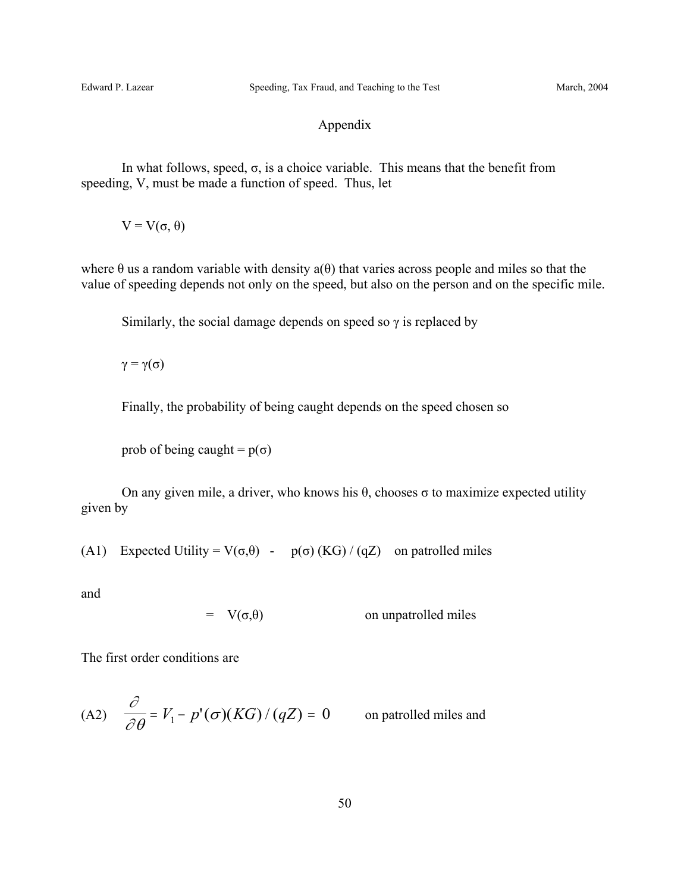## Appendix

In what follows, speed, $\sigma$, is a choice variable. This means that the benefit from speeding, V, must be made a function of speed. Thus, let

$$V = V(\sigma, \theta)$$

where $\theta$ us a random variable with density $a(\theta)$ that varies across people and miles so that the value of speeding depends not only on the speed, but also on the person and on the specific mile.

Similarly, the social damage depends on speed so $\gamma$ is replaced by

$$\gamma = \gamma(\sigma)$$

Finally, the probability of being caught depends on the speed chosen so

prob of being caught = $p(\sigma)$

On any given mile, a driver, who knows his $\theta$, chooses $\sigma$ to maximize expected utility given by

(A1) Expected Utility = $V(\sigma,\theta) - p(\sigma)(KG)/(qZ)$ on patrolled miles

and

$= V(\sigma,\theta)$ on unpatrolled miles

The first order conditions are

(A2) $\dfrac{\partial}{\partial\theta} = V_1 - p'(\sigma)(KG)/(qZ) = 0$ on patrolled miles and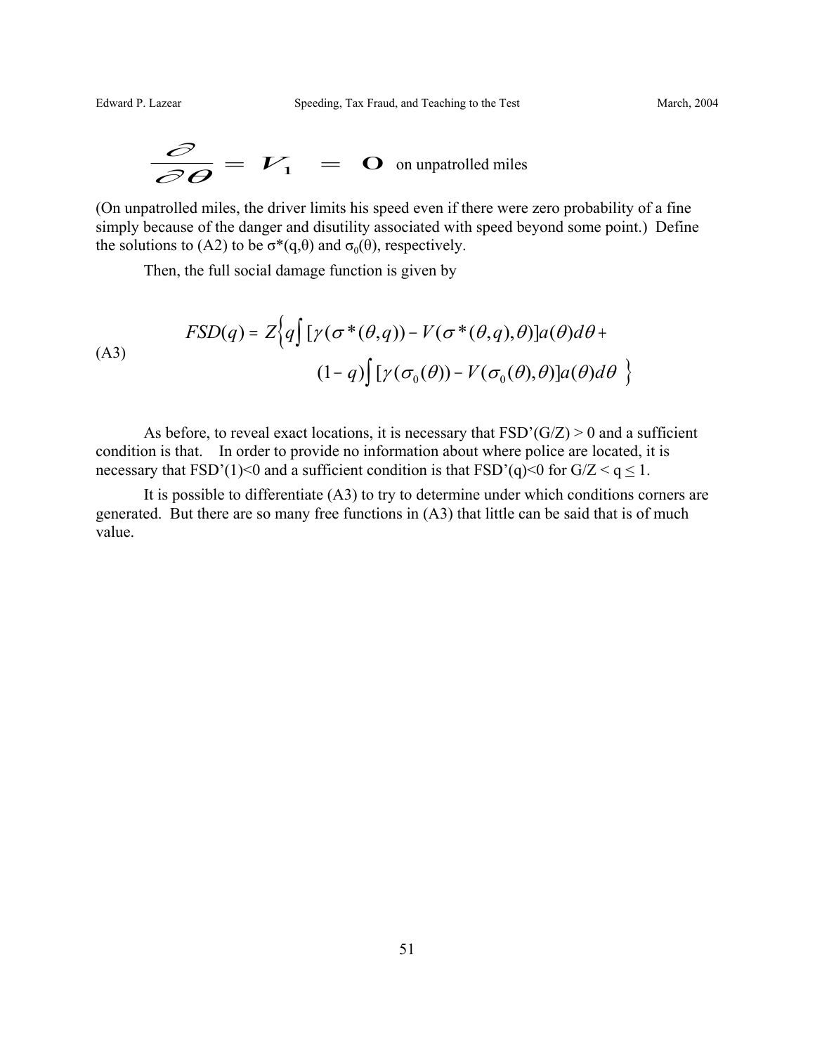$$\frac{\partial}{\partial \theta} = V_1 \quad = \quad 0 \text{ on unpatrolled miles}$$

(On unpatrolled miles, the driver limits his speed even if there were zero probability of a fine simply because of the danger and disutility associated with speed beyond some point.) Define the solutions to (A2) to be $\sigma^*(q,\theta)$ and $\sigma_0(\theta)$, respectively.

Then, the full social damage function is given by

(A3)

$$FSD(q) = Z\Big\{ q\int [\gamma(\sigma^*(\theta,q)) - V(\sigma^*(\theta,q),\theta)]a(\theta)d\theta + (1-q)\int [\gamma(\sigma_0(\theta)) - V(\sigma_0(\theta),\theta)]a(\theta)d\theta \Big\}$$

As before, to reveal exact locations, it is necessary that $FSD'(G/Z) > 0$ and a sufficient condition is that. In order to provide no information about where police are located, it is necessary that $FSD'(1)<0$ and a sufficient condition is that $FSD'(q)<0$ for $G/Z < q \leq 1$.

It is possible to differentiate (A3) to try to determine under which conditions corners are generated. But there are so many free functions in (A3) that little can be said that is of much value.